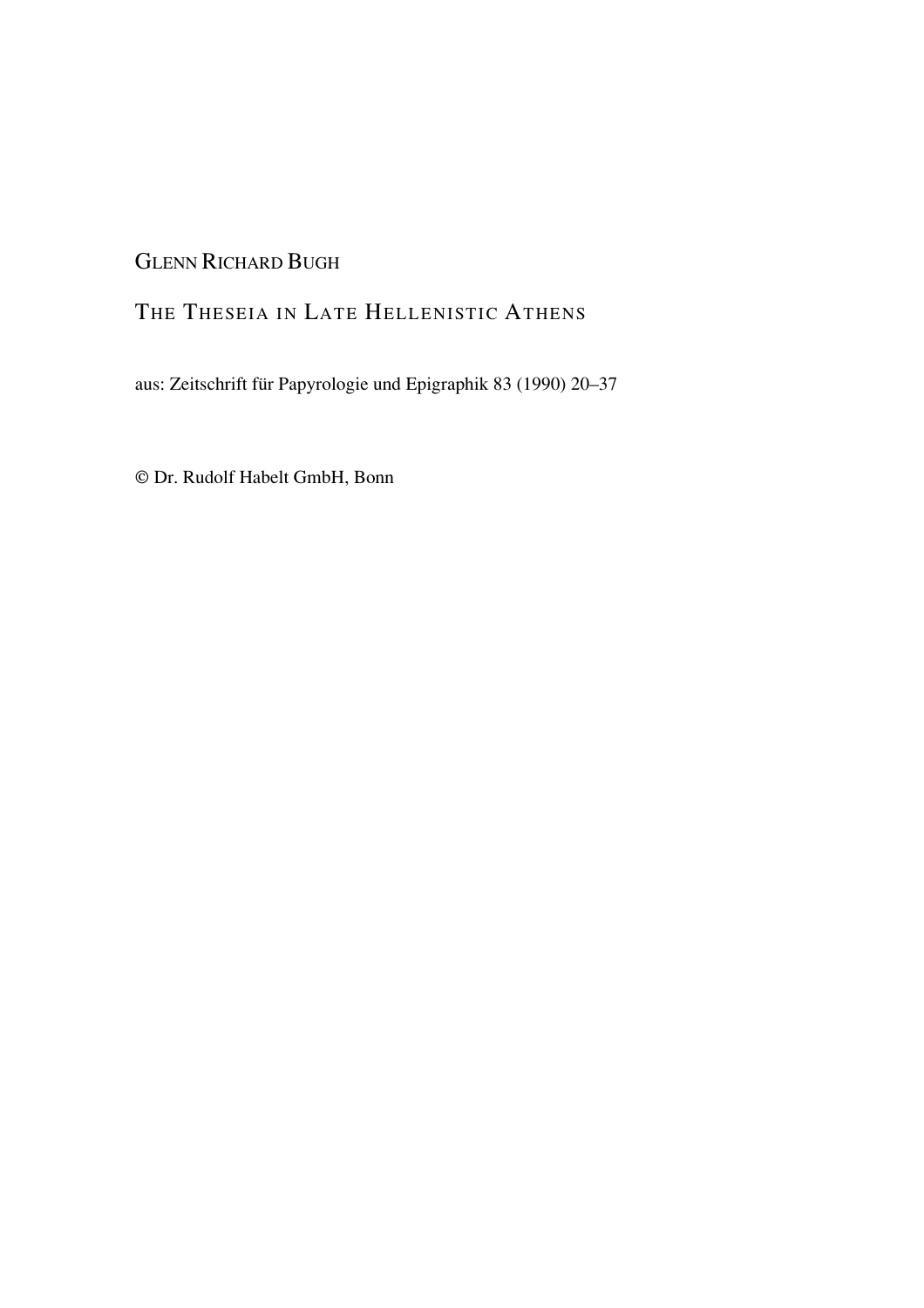Glenn Richard Bugh

# The Theseia in Late Hellenistic Athens

aus: Zeitschrift für Papyrologie und Epigraphik 83 (1990) 20–37

© Dr. Rudolf Habelt GmbH, Bonn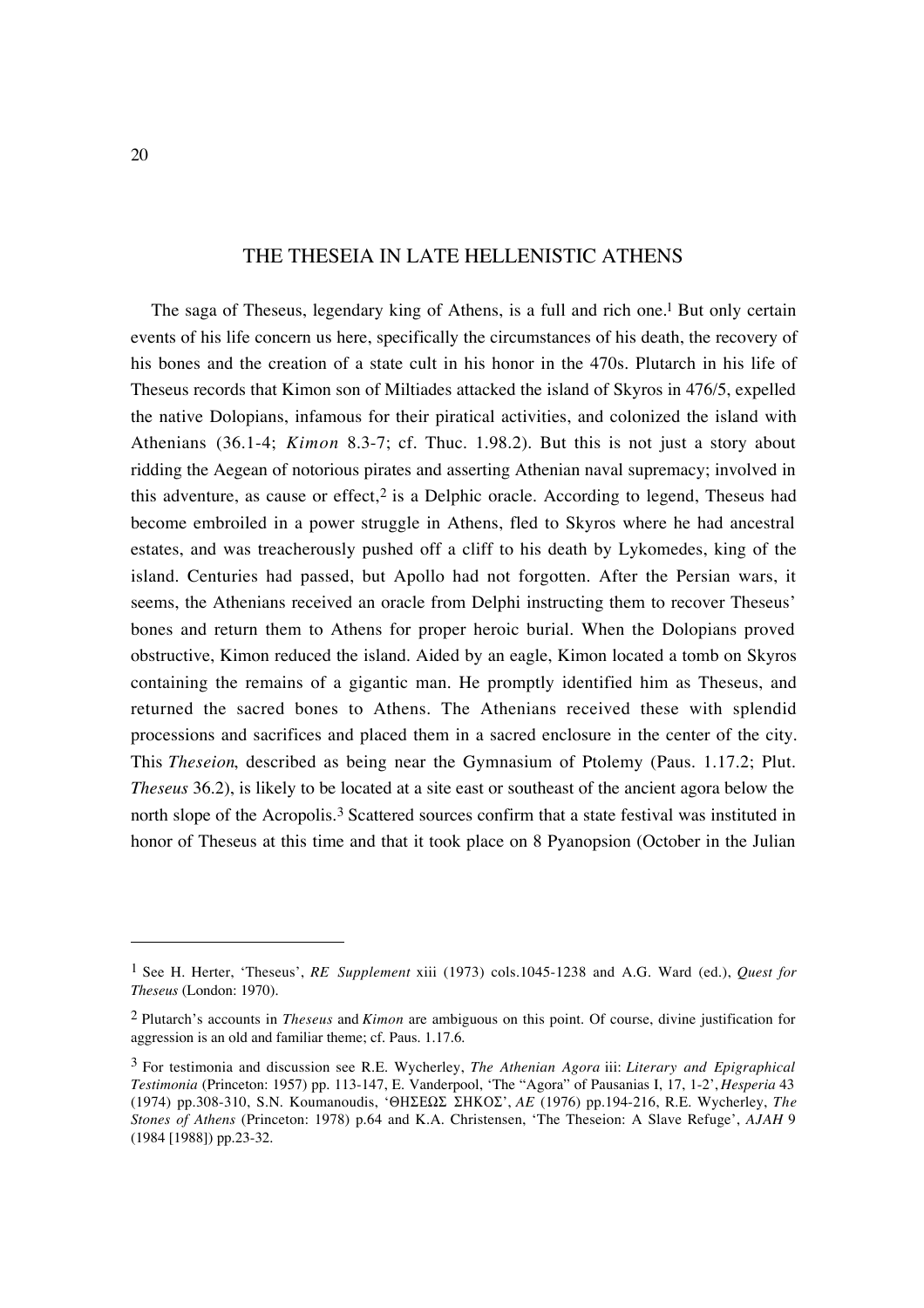# THE THESEIA IN LATE HELLENISTIC ATHENS

The saga of Theseus, legendary king of Athens, is a full and rich one.[1] But only certain events of his life concern us here, specifically the circumstances of his death, the recovery of his bones and the creation of a state cult in his honor in the 470s. Plutarch in his life of Theseus records that Kimon son of Miltiades attacked the island of Skyros in 476/5, expelled the native Dolopians, infamous for their piratical activities, and colonized the island with Athenians (36.1-4; *Kimon* 8.3-7; cf. Thuc. 1.98.2). But this is not just a story about ridding the Aegean of notorious pirates and asserting Athenian naval supremacy; involved in this adventure, as cause or effect,[2] is a Delphic oracle. According to legend, Theseus had become embroiled in a power struggle in Athens, fled to Skyros where he had ancestral estates, and was treacherously pushed off a cliff to his death by Lykomedes, king of the island. Centuries had passed, but Apollo had not forgotten. After the Persian wars, it seems, the Athenians received an oracle from Delphi instructing them to recover Theseus' bones and return them to Athens for proper heroic burial. When the Dolopians proved obstructive, Kimon reduced the island. Aided by an eagle, Kimon located a tomb on Skyros containing the remains of a gigantic man. He promptly identified him as Theseus, and returned the sacred bones to Athens. The Athenians received these with splendid processions and sacrifices and placed them in a sacred enclosure in the center of the city. This *Theseion*, described as being near the Gymnasium of Ptolemy (Paus. 1.17.2; Plut. *Theseus* 36.2), is likely to be located at a site east or southeast of the ancient agora below the north slope of the Acropolis.[3] Scattered sources confirm that a state festival was instituted in honor of Theseus at this time and that it took place on 8 Pyanopsion (October in the Julian

---

[1] See H. Herter, 'Theseus', *RE Supplement* xiii (1973) cols.1045-1238 and A.G. Ward (ed.), *Quest for Theseus* (London: 1970).

[2] Plutarch's accounts in *Theseus* and *Kimon* are ambiguous on this point. Of course, divine justification for aggression is an old and familiar theme; cf. Paus. 1.17.6.

[3] For testimonia and discussion see R.E. Wycherley, *The Athenian Agora* iii: *Literary and Epigraphical Testimonia* (Princeton: 1957) pp. 113-147, E. Vanderpool, 'The "Agora" of Pausanias I, 17, 1-2', *Hesperia* 43 (1974) pp.308-310, S.N. Koumanoudis, 'ΘΗΣΕΩΣ ΣΗΚΟΣ', *AE* (1976) pp.194-216, R.E. Wycherley, *The Stones of Athens* (Princeton: 1978) p.64 and K.A. Christensen, 'The Theseion: A Slave Refuge', *AJAH* 9 (1984 [1988]) pp.23-32.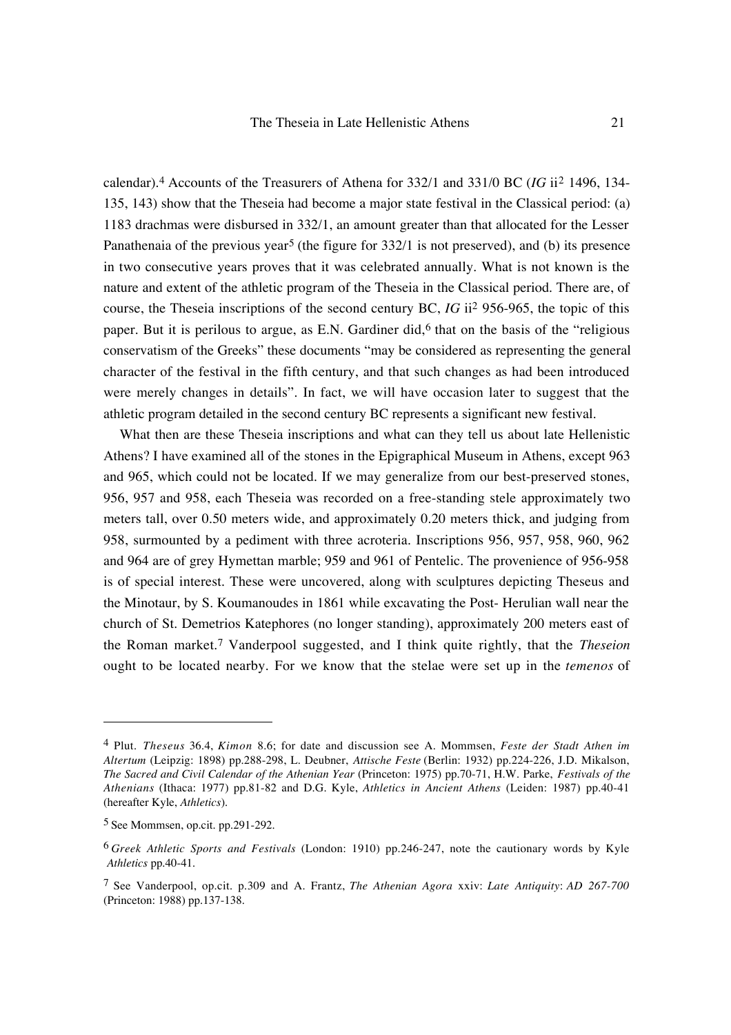calendar).[4] Accounts of the Treasurers of Athena for 332/1 and 331/0 BC (*IG* ii[2] 1496, 134-135, 143) show that the Theseia had become a major state festival in the Classical period: (a) 1183 drachmas were disbursed in 332/1, an amount greater than that allocated for the Lesser Panathenaia of the previous year[5] (the figure for 332/1 is not preserved), and (b) its presence in two consecutive years proves that it was celebrated annually. What is not known is the nature and extent of the athletic program of the Theseia in the Classical period. There are, of course, the Theseia inscriptions of the second century BC, *IG* ii[2] 956-965, the topic of this paper. But it is perilous to argue, as E.N. Gardiner did,[6] that on the basis of the "religious conservatism of the Greeks" these documents "may be considered as representing the general character of the festival in the fifth century, and that such changes as had been introduced were merely changes in details". In fact, we will have occasion later to suggest that the athletic program detailed in the second century BC represents a significant new festival.

What then are these Theseia inscriptions and what can they tell us about late Hellenistic Athens? I have examined all of the stones in the Epigraphical Museum in Athens, except 963 and 965, which could not be located. If we may generalize from our best-preserved stones, 956, 957 and 958, each Theseia was recorded on a free-standing stele approximately two meters tall, over 0.50 meters wide, and approximately 0.20 meters thick, and judging from 958, surmounted by a pediment with three acroteria. Inscriptions 956, 957, 958, 960, 962 and 964 are of grey Hymettan marble; 959 and 961 of Pentelic. The provenience of 956-958 is of special interest. These were uncovered, along with sculptures depicting Theseus and the Minotaur, by S. Koumanoudes in 1861 while excavating the Post- Herulian wall near the church of St. Demetrios Katephores (no longer standing), approximately 200 meters east of the Roman market.[7] Vanderpool suggested, and I think quite rightly, that the *Theseion* ought to be located nearby. For we know that the stelae were set up in the *temenos* of

---

[4] Plut. *Theseus* 36.4, *Kimon* 8.6; for date and discussion see A. Mommsen, *Feste der Stadt Athen im Altertum* (Leipzig: 1898) pp.288-298, L. Deubner, *Attische Feste* (Berlin: 1932) pp.224-226, J.D. Mikalson, *The Sacred and Civil Calendar of the Athenian Year* (Princeton: 1975) pp.70-71, H.W. Parke, *Festivals of the Athenians* (Ithaca: 1977) pp.81-82 and D.G. Kyle, *Athletics in Ancient Athens* (Leiden: 1987) pp.40-41 (hereafter Kyle, *Athletics*).

[5] See Mommsen, op.cit. pp.291-292.

[6] *Greek Athletic Sports and Festivals* (London: 1910) pp.246-247, note the cautionary words by Kyle *Athletics* pp.40-41.

[7] See Vanderpool, op.cit. p.309 and A. Frantz, *The Athenian Agora* xxiv: *Late Antiquity*: *AD 267-700* (Princeton: 1988) pp.137-138.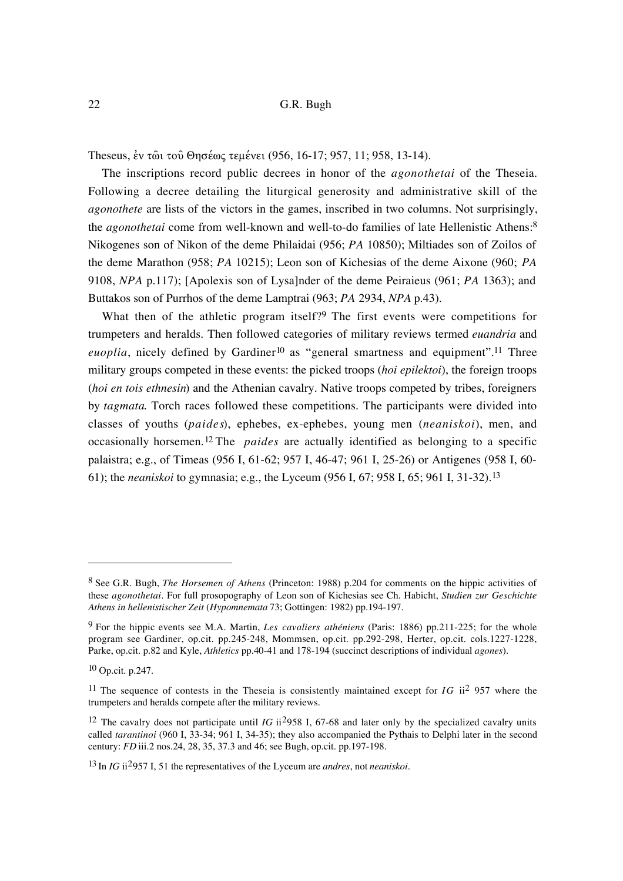Theseus, ἐν τῶι τοῦ Θησέως τεμένει (956, 16-17; 957, 11; 958, 13-14).

The inscriptions record public decrees in honor of the *agonothetai* of the Theseia. Following a decree detailing the liturgical generosity and administrative skill of the *agonothete* are lists of the victors in the games, inscribed in two columns. Not surprisingly, the *agonothetai* come from well-known and well-to-do families of late Hellenistic Athens:[8] Nikogenes son of Nikon of the deme Philaidai (956; *PA* 10850); Miltiades son of Zoilos of the deme Marathon (958; *PA* 10215); Leon son of Kichesias of the deme Aixone (960; *PA* 9108, *NPA* p.117); [Apolexis son of Lysa]nder of the deme Peiraieus (961; *PA* 1363); and Buttakos son of Purrhos of the deme Lamptrai (963; *PA* 2934, *NPA* p.43).

What then of the athletic program itself?[9] The first events were competitions for trumpeters and heralds. Then followed categories of military reviews termed *euandria* and *euoplia*, nicely defined by Gardiner[10] as "general smartness and equipment".[11] Three military groups competed in these events: the picked troops (*hoi epilektoi*), the foreign troops (*hoi en tois ethnesin*) and the Athenian cavalry. Native troops competed by tribes, foreigners by *tagmata.* Torch races followed these competitions. The participants were divided into classes of youths (*paides*), ephebes, ex-ephebes, young men (*neaniskoi*), men, and occasionally horsemen.[12] The *paides* are actually identified as belonging to a specific palaistra; e.g., of Timeas (956 I, 61-62; 957 I, 46-47; 961 I, 25-26) or Antigenes (958 I, 60-61); the *neaniskoi* to gymnasia; e.g., the Lyceum (956 I, 67; 958 I, 65; 961 I, 31-32).[13]

---

[8] See G.R. Bugh, *The Horsemen of Athens* (Princeton: 1988) p.204 for comments on the hippic activities of these *agonothetai*. For full prosopography of Leon son of Kichesias see Ch. Habicht, *Studien zur Geschichte Athens in hellenistischer Zeit* (*Hypomnemata* 73; Gottingen: 1982) pp.194-197.

[9] For the hippic events see M.A. Martin, *Les cavaliers athéniens* (Paris: 1886) pp.211-225; for the whole program see Gardiner, op.cit. pp.245-248, Mommsen, op.cit. pp.292-298, Herter, op.cit. cols.1227-1228, Parke, op.cit. p.82 and Kyle, *Athletics* pp.40-41 and 178-194 (succinct descriptions of individual *agones*).

[10] Op.cit. p.247.

[11] The sequence of contests in the Theseia is consistently maintained except for *IG* ii$^{2}$ 957 where the trumpeters and heralds compete after the military reviews.

[12] The cavalry does not participate until *IG* ii$^{2}$958 I, 67-68 and later only by the specialized cavalry units called *tarantinoi* (960 I, 33-34; 961 I, 34-35); they also accompanied the Pythais to Delphi later in the second century: *FD* iii.2 nos.24, 28, 35, 37.3 and 46; see Bugh, op.cit. pp.197-198.

[13] In *IG* ii$^{2}$957 I, 51 the representatives of the Lyceum are *andres*, not *neaniskoi*.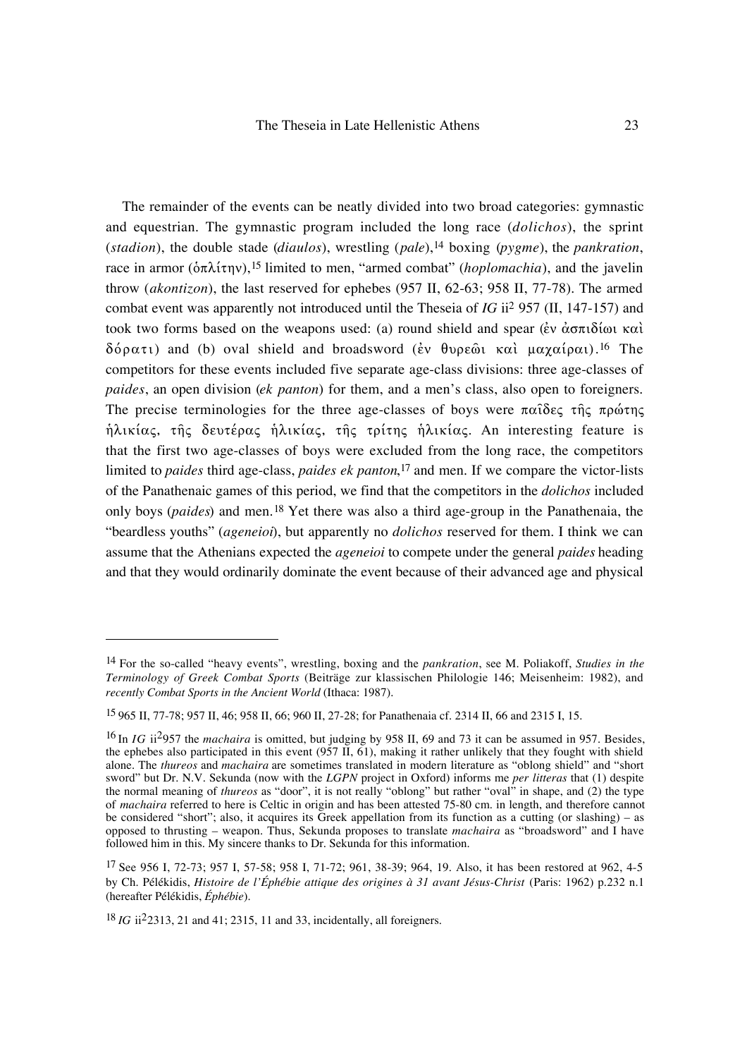The remainder of the events can be neatly divided into two broad categories: gymnastic and equestrian. The gymnastic program included the long race (*dolichos*), the sprint (*stadion*), the double stade (*diaulos*), wrestling (*pale*),[14] boxing (*pygme*), the *pankration*, race in armor (ὁπλίτην),[15] limited to men, "armed combat" (*hoplomachia*), and the javelin throw (*akontizon*), the last reserved for ephebes (957 II, 62-63; 958 II, 77-78). The armed combat event was apparently not introduced until the Theseia of *IG* ii$^2$ 957 (II, 147-157) and took two forms based on the weapons used: (a) round shield and spear (ἐν ἀσπιδίωι καὶ δόρατι) and (b) oval shield and broadsword (ἐν θυρεῶι καὶ μαχαίραι).[16] The competitors for these events included five separate age-class divisions: three age-classes of *paides*, an open division (*ek panton*) for them, and a men's class, also open to foreigners. The precise terminologies for the three age-classes of boys were παῖδες τῆς πρώτης ἡλικίας, τῆς δευτέρας ἡλικίας, τῆς τρίτης ἡλικίας. An interesting feature is that the first two age-classes of boys were excluded from the long race, the competitors limited to *paides* third age-class, *paides ek panton*,[17] and men. If we compare the victor-lists of the Panathenaic games of this period, we find that the competitors in the *dolichos* included only boys (*paides*) and men.[18] Yet there was also a third age-group in the Panathenaia, the "beardless youths" (*ageneioi*), but apparently no *dolichos* reserved for them. I think we can assume that the Athenians expected the *ageneioi* to compete under the general *paides* heading and that they would ordinarily dominate the event because of their advanced age and physical

---

[14] For the so-called "heavy events", wrestling, boxing and the *pankration*, see M. Poliakoff, *Studies in the Terminology of Greek Combat Sports* (Beiträge zur klassischen Philologie 146; Meisenheim: 1982), and *recently Combat Sports in the Ancient World* (Ithaca: 1987).

[15] 965 II, 77-78; 957 II, 46; 958 II, 66; 960 II, 27-28; for Panathenaia cf. 2314 II, 66 and 2315 I, 15.

[16] In *IG* ii$^2$957 the *machaira* is omitted, but judging by 958 II, 69 and 73 it can be assumed in 957. Besides, the ephebes also participated in this event (957 II, 61), making it rather unlikely that they fought with shield alone. The *thureos* and *machaira* are sometimes translated in modern literature as "oblong shield" and "short sword" but Dr. N.V. Sekunda (now with the *LGPN* project in Oxford) informs me *per litteras* that (1) despite the normal meaning of *thureos* as "door", it is not really "oblong" but rather "oval" in shape, and (2) the type of *machaira* referred to here is Celtic in origin and has been attested 75-80 cm. in length, and therefore cannot be considered "short"; also, it acquires its Greek appellation from its function as a cutting (or slashing) – as opposed to thrusting – weapon. Thus, Sekunda proposes to translate *machaira* as "broadsword" and I have followed him in this. My sincere thanks to Dr. Sekunda for this information.

[17] See 956 I, 72-73; 957 I, 57-58; 958 I, 71-72; 961, 38-39; 964, 19. Also, it has been restored at 962, 4-5 by Ch. Pélékidis, *Histoire de l'Éphébie attique des origines à 31 avant Jésus-Christ* (Paris: 1962) p.232 n.1 (hereafter Pélékidis, *Éphébie*).

[18] *IG* ii$^2$2313, 21 and 41; 2315, 11 and 33, incidentally, all foreigners.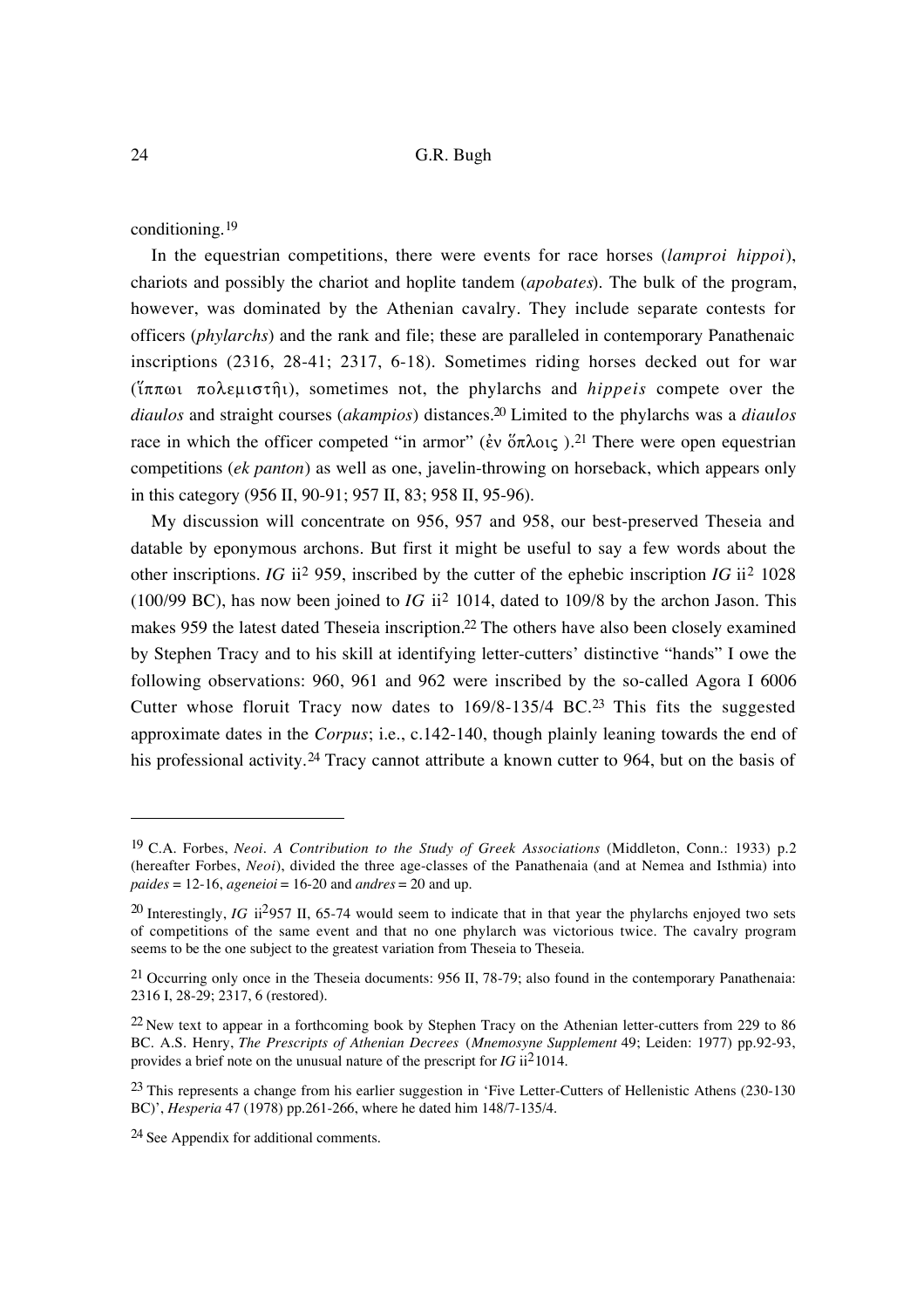conditioning.[19]

In the equestrian competitions, there were events for race horses (*lamproi hippoi*), chariots and possibly the chariot and hoplite tandem (*apobates*). The bulk of the program, however, was dominated by the Athenian cavalry. They include separate contests for officers (*phylarchs*) and the rank and file; these are paralleled in contemporary Panathenaic inscriptions (2316, 28-41; 2317, 6-18). Sometimes riding horses decked out for war (ἵππωι πολεμιστῆι), sometimes not, the phylarchs and *hippeis* compete over the *diaulos* and straight courses (*akampios*) distances.[20] Limited to the phylarchs was a *diaulos* race in which the officer competed "in armor" (ἐν ὅπλοις ).[21] There were open equestrian competitions (*ek panton*) as well as one, javelin-throwing on horseback, which appears only in this category (956 II, 90-91; 957 II, 83; 958 II, 95-96).

My discussion will concentrate on 956, 957 and 958, our best-preserved Theseia and datable by eponymous archons. But first it might be useful to say a few words about the other inscriptions. *IG* ii² 959, inscribed by the cutter of the ephebic inscription *IG* ii² 1028 (100/99 BC), has now been joined to *IG* ii² 1014, dated to 109/8 by the archon Jason. This makes 959 the latest dated Theseia inscription.[22] The others have also been closely examined by Stephen Tracy and to his skill at identifying letter-cutters' distinctive "hands" I owe the following observations: 960, 961 and 962 were inscribed by the so-called Agora I 6006 Cutter whose floruit Tracy now dates to 169/8-135/4 BC.[23] This fits the suggested approximate dates in the *Corpus*; i.e., c.142-140, though plainly leaning towards the end of his professional activity.[24] Tracy cannot attribute a known cutter to 964, but on the basis of

---

[19] C.A. Forbes, *Neoi. A Contribution to the Study of Greek Associations* (Middleton, Conn.: 1933) p.2 (hereafter Forbes, *Neoi*), divided the three age-classes of the Panathenaia (and at Nemea and Isthmia) into *paides* = 12-16, *ageneioi* = 16-20 and *andres* = 20 and up.

[20] Interestingly, *IG* ii²957 II, 65-74 would seem to indicate that in that year the phylarchs enjoyed two sets of competitions of the same event and that no one phylarch was victorious twice. The cavalry program seems to be the one subject to the greatest variation from Theseia to Theseia.

[21] Occurring only once in the Theseia documents: 956 II, 78-79; also found in the contemporary Panathenaia: 2316 I, 28-29; 2317, 6 (restored).

[22] New text to appear in a forthcoming book by Stephen Tracy on the Athenian letter-cutters from 229 to 86 BC. A.S. Henry, *The Prescripts of Athenian Decrees* (*Mnemosyne Supplement* 49; Leiden: 1977) pp.92-93, provides a brief note on the unusual nature of the prescript for *IG* ii²1014.

[23] This represents a change from his earlier suggestion in 'Five Letter-Cutters of Hellenistic Athens (230-130 BC)', *Hesperia* 47 (1978) pp.261-266, where he dated him 148/7-135/4.

[24] See Appendix for additional comments.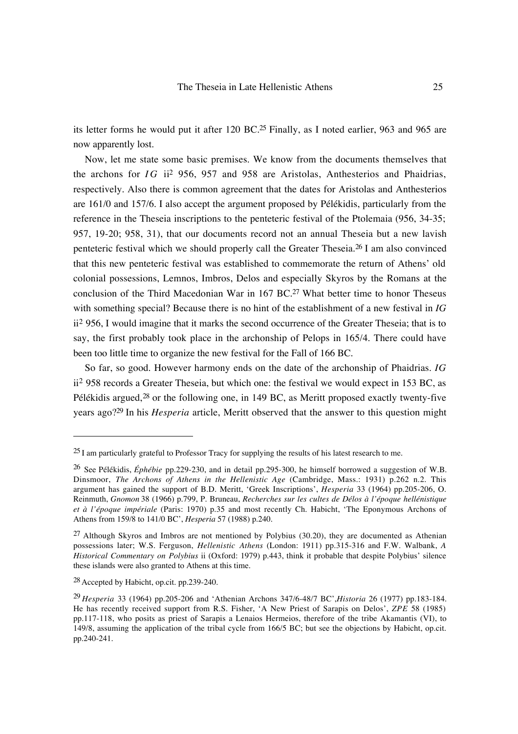its letter forms he would put it after 120 BC.[25] Finally, as I noted earlier, 963 and 965 are now apparently lost.

Now, let me state some basic premises. We know from the documents themselves that the archons for *IG* ii[2] 956, 957 and 958 are Aristolas, Anthesterios and Phaidrias, respectively. Also there is common agreement that the dates for Aristolas and Anthesterios are 161/0 and 157/6. I also accept the argument proposed by Pélékidis, particularly from the reference in the Theseia inscriptions to the penteteric festival of the Ptolemaia (956, 34-35; 957, 19-20; 958, 31), that our documents record not an annual Theseia but a new lavish penteteric festival which we should properly call the Greater Theseia.[26] I am also convinced that this new penteteric festival was established to commemorate the return of Athens' old colonial possessions, Lemnos, Imbros, Delos and especially Skyros by the Romans at the conclusion of the Third Macedonian War in 167 BC.[27] What better time to honor Theseus with something special? Because there is no hint of the establishment of a new festival in *IG* ii[2] 956, I would imagine that it marks the second occurrence of the Greater Theseia; that is to say, the first probably took place in the archonship of Pelops in 165/4. There could have been too little time to organize the new festival for the Fall of 166 BC.

So far, so good. However harmony ends on the date of the archonship of Phaidrias. *IG* ii[2] 958 records a Greater Theseia, but which one: the festival we would expect in 153 BC, as Pélékidis argued,[28] or the following one, in 149 BC, as Meritt proposed exactly twenty-five years ago?[29] In his *Hesperia* article, Meritt observed that the answer to this question might

---

[25] I am particularly grateful to Professor Tracy for supplying the results of his latest research to me.

[26] See Pélékidis, *Éphébie* pp.229-230, and in detail pp.295-300, he himself borrowed a suggestion of W.B. Dinsmoor, *The Archons of Athens in the Hellenistic Age* (Cambridge, Mass.: 1931) p.262 n.2. This argument has gained the support of B.D. Meritt, 'Greek Inscriptions', *Hesperia* 33 (1964) pp.205-206, O. Reinmuth, *Gnomon* 38 (1966) p.799, P. Bruneau, *Recherches sur les cultes de Délos à l'époque hellénistique et à l'époque impériale* (Paris: 1970) p.35 and most recently Ch. Habicht, 'The Eponymous Archons of Athens from 159/8 to 141/0 BC', *Hesperia* 57 (1988) p.240.

[27] Although Skyros and Imbros are not mentioned by Polybius (30.20), they are documented as Athenian possessions later; W.S. Ferguson, *Hellenistic Athens* (London: 1911) pp.315-316 and F.W. Walbank, *A Historical Commentary on Polybius* ii (Oxford: 1979) p.443, think it probable that despite Polybius' silence these islands were also granted to Athens at this time.

[28] Accepted by Habicht, op.cit. pp.239-240.

[29] *Hesperia* 33 (1964) pp.205-206 and 'Athenian Archons 347/6-48/7 BC',*Historia* 26 (1977) pp.183-184. He has recently received support from R.S. Fisher, 'A New Priest of Sarapis on Delos', *ZPE* 58 (1985) pp.117-118, who posits as priest of Sarapis a Lenaios Hermeios, therefore of the tribe Akamantis (VI), to 149/8, assuming the application of the tribal cycle from 166/5 BC; but see the objections by Habicht, op.cit. pp.240-241.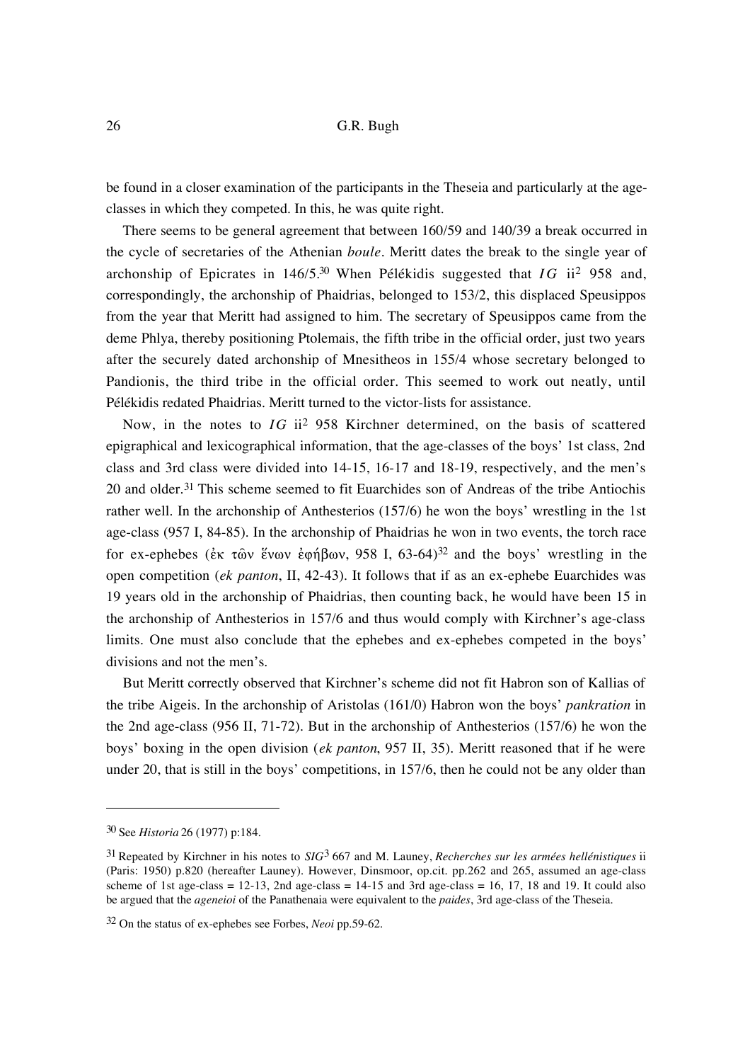be found in a closer examination of the participants in the Theseia and particularly at the age-classes in which they competed. In this, he was quite right.

There seems to be general agreement that between 160/59 and 140/39 a break occurred in the cycle of secretaries of the Athenian *boule*. Meritt dates the break to the single year of archonship of Epicrates in 146/5.[30] When Pélékidis suggested that *IG* ii[2] 958 and, correspondingly, the archonship of Phaidrias, belonged to 153/2, this displaced Speusippos from the year that Meritt had assigned to him. The secretary of Speusippos came from the deme Phlya, thereby positioning Ptolemais, the fifth tribe in the official order, just two years after the securely dated archonship of Mnesitheos in 155/4 whose secretary belonged to Pandionis, the third tribe in the official order. This seemed to work out neatly, until Pélékidis redated Phaidrias. Meritt turned to the victor-lists for assistance.

Now, in the notes to *IG* ii[2] 958 Kirchner determined, on the basis of scattered epigraphical and lexicographical information, that the age-classes of the boys' 1st class, 2nd class and 3rd class were divided into 14-15, 16-17 and 18-19, respectively, and the men's 20 and older.[31] This scheme seemed to fit Euarchides son of Andreas of the tribe Antiochis rather well. In the archonship of Anthesterios (157/6) he won the boys' wrestling in the 1st age-class (957 I, 84-85). In the archonship of Phaidrias he won in two events, the torch race for ex-ephebes (ἐκ τῶν ἕνων ἐφήβων, 958 I, 63-64)[32] and the boys' wrestling in the open competition (*ek panton*, II, 42-43). It follows that if as an ex-ephebe Euarchides was 19 years old in the archonship of Phaidrias, then counting back, he would have been 15 in the archonship of Anthesterios in 157/6 and thus would comply with Kirchner's age-class limits. One must also conclude that the ephebes and ex-ephebes competed in the boys' divisions and not the men's.

But Meritt correctly observed that Kirchner's scheme did not fit Habron son of Kallias of the tribe Aigeis. In the archonship of Aristolas (161/0) Habron won the boys' *pankration* in the 2nd age-class (956 II, 71-72). But in the archonship of Anthesterios (157/6) he won the boys' boxing in the open division (*ek panton*, 957 II, 35). Meritt reasoned that if he were under 20, that is still in the boys' competitions, in 157/6, then he could not be any older than

---

[30] See *Historia* 26 (1977) p:184.

[31] Repeated by Kirchner in his notes to *SIG*[3] 667 and M. Launey, *Recherches sur les armées hellénistiques* ii (Paris: 1950) p.820 (hereafter Launey). However, Dinsmoor, op.cit. pp.262 and 265, assumed an age-class scheme of 1st age-class = 12-13, 2nd age-class = 14-15 and 3rd age-class = 16, 17, 18 and 19. It could also be argued that the *ageneioi* of the Panathenaia were equivalent to the *paides*, 3rd age-class of the Theseia.

[32] On the status of ex-ephebes see Forbes, *Neoi* pp.59-62.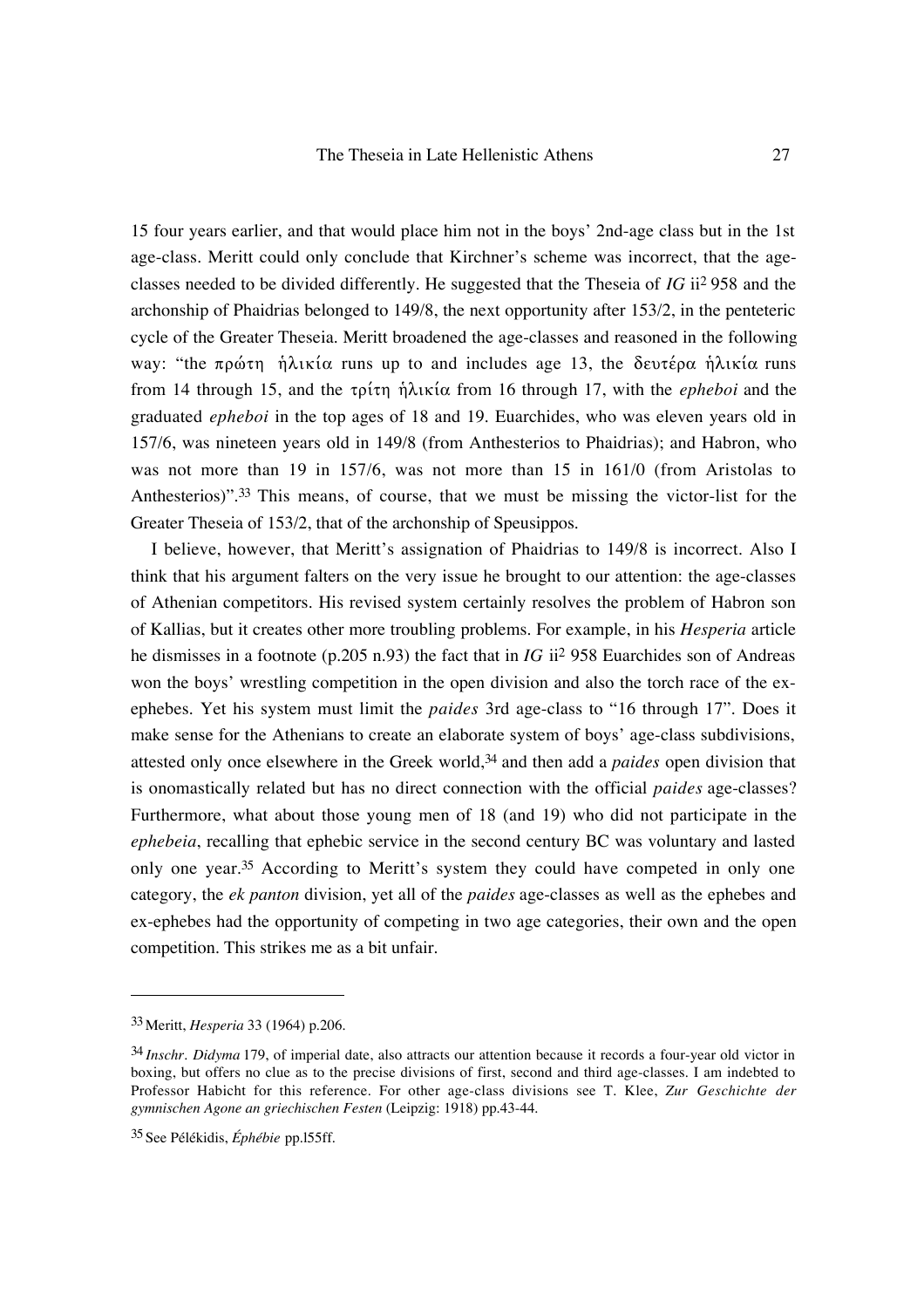15 four years earlier, and that would place him not in the boys' 2nd-age class but in the 1st age-class. Meritt could only conclude that Kirchner's scheme was incorrect, that the age-classes needed to be divided differently. He suggested that the Theseia of *IG* ii$^2$ 958 and the archonship of Phaidrias belonged to 149/8, the next opportunity after 153/2, in the penteteric cycle of the Greater Theseia. Meritt broadened the age-classes and reasoned in the following way: "the πρώτη ἡλικία runs up to and includes age 13, the δευτέρα ἡλικία runs from 14 through 15, and the τρίτη ἡλικία from 16 through 17, with the *epheboi* and the graduated *epheboi* in the top ages of 18 and 19. Euarchides, who was eleven years old in 157/6, was nineteen years old in 149/8 (from Anthesterios to Phaidrias); and Habron, who was not more than 19 in 157/6, was not more than 15 in 161/0 (from Aristolas to Anthesterios)".[33] This means, of course, that we must be missing the victor-list for the Greater Theseia of 153/2, that of the archonship of Speusippos.

I believe, however, that Meritt's assignation of Phaidrias to 149/8 is incorrect. Also I think that his argument falters on the very issue he brought to our attention: the age-classes of Athenian competitors. His revised system certainly resolves the problem of Habron son of Kallias, but it creates other more troubling problems. For example, in his *Hesperia* article he dismisses in a footnote (p.205 n.93) the fact that in *IG* ii$^2$ 958 Euarchides son of Andreas won the boys' wrestling competition in the open division and also the torch race of the ex-ephebes. Yet his system must limit the *paides* 3rd age-class to "16 through 17". Does it make sense for the Athenians to create an elaborate system of boys' age-class subdivisions, attested only once elsewhere in the Greek world,[34] and then add a *paides* open division that is onomastically related but has no direct connection with the official *paides* age-classes? Furthermore, what about those young men of 18 (and 19) who did not participate in the *ephebeia*, recalling that ephebic service in the second century BC was voluntary and lasted only one year.[35] According to Meritt's system they could have competed in only one category, the *ek panton* division, yet all of the *paides* age-classes as well as the ephebes and ex-ephebes had the opportunity of competing in two age categories, their own and the open competition. This strikes me as a bit unfair.

---

[33] Meritt, *Hesperia* 33 (1964) p.206.

[34] *Inschr. Didyma* 179, of imperial date, also attracts our attention because it records a four-year old victor in boxing, but offers no clue as to the precise divisions of first, second and third age-classes. I am indebted to Professor Habicht for this reference. For other age-class divisions see T. Klee, *Zur Geschichte der gymnischen Agone an griechischen Festen* (Leipzig: 1918) pp.43-44.

[35] See Pélékidis, *Éphébie* pp.155ff.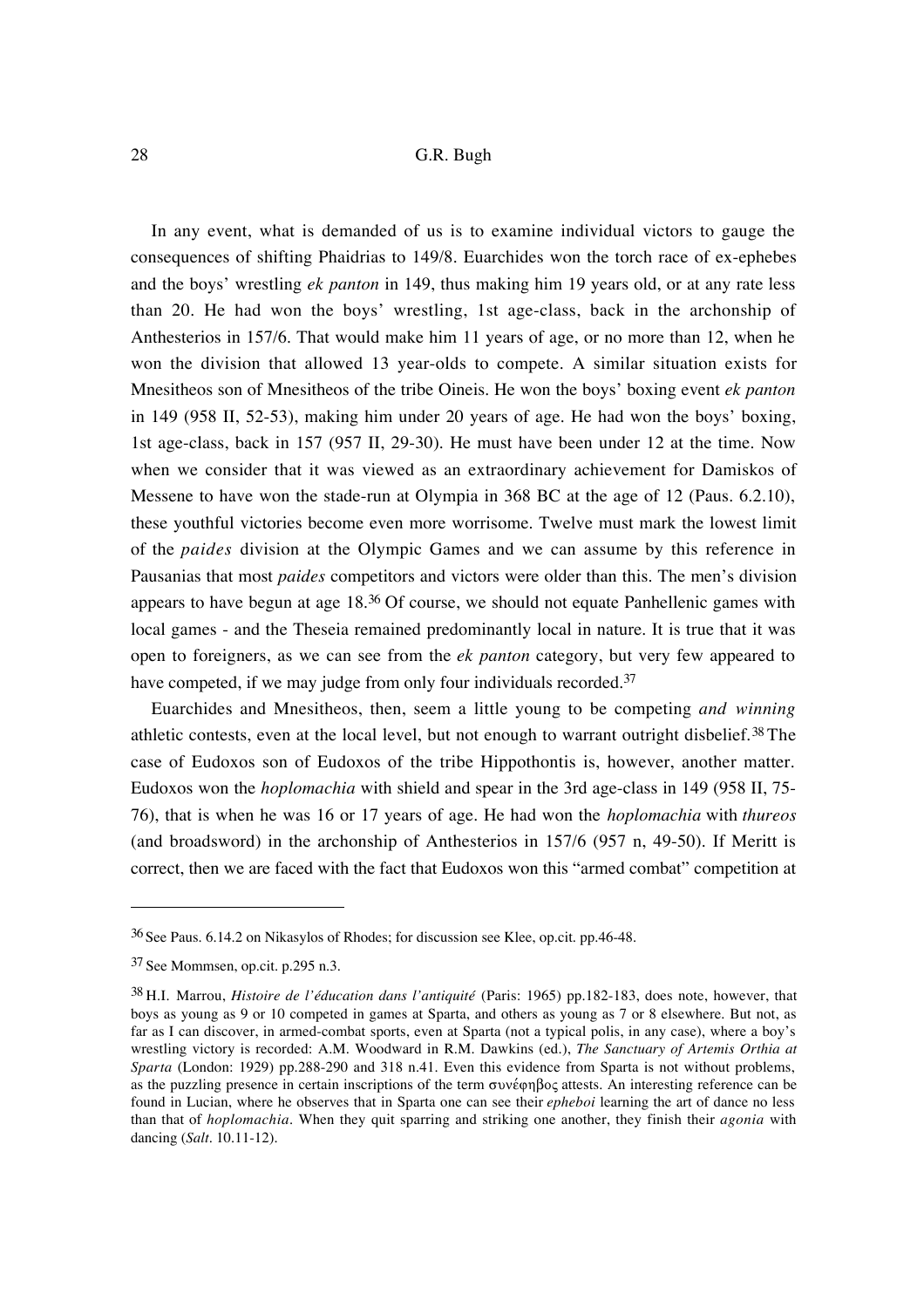In any event, what is demanded of us is to examine individual victors to gauge the consequences of shifting Phaidrias to 149/8. Euarchides won the torch race of ex-ephebes and the boys' wrestling *ek panton* in 149, thus making him 19 years old, or at any rate less than 20. He had won the boys' wrestling, 1st age-class, back in the archonship of Anthesterios in 157/6. That would make him 11 years of age, or no more than 12, when he won the division that allowed 13 year-olds to compete. A similar situation exists for Mnesitheos son of Mnesitheos of the tribe Oineis. He won the boys' boxing event *ek panton* in 149 (958 II, 52-53), making him under 20 years of age. He had won the boys' boxing, 1st age-class, back in 157 (957 II, 29-30). He must have been under 12 at the time. Now when we consider that it was viewed as an extraordinary achievement for Damiskos of Messene to have won the stade-run at Olympia in 368 BC at the age of 12 (Paus. 6.2.10), these youthful victories become even more worrisome. Twelve must mark the lowest limit of the *paides* division at the Olympic Games and we can assume by this reference in Pausanias that most *paides* competitors and victors were older than this. The men's division appears to have begun at age 18.[36] Of course, we should not equate Panhellenic games with local games - and the Theseia remained predominantly local in nature. It is true that it was open to foreigners, as we can see from the *ek panton* category, but very few appeared to have competed, if we may judge from only four individuals recorded.[37]

Euarchides and Mnesitheos, then, seem a little young to be competing *and winning* athletic contests, even at the local level, but not enough to warrant outright disbelief.[38] The case of Eudoxos son of Eudoxos of the tribe Hippothontis is, however, another matter. Eudoxos won the *hoplomachia* with shield and spear in the 3rd age-class in 149 (958 II, 75-76), that is when he was 16 or 17 years of age. He had won the *hoplomachia* with *thureos* (and broadsword) in the archonship of Anthesterios in 157/6 (957 n, 49-50). If Meritt is correct, then we are faced with the fact that Eudoxos won this "armed combat" competition at

---

[36] See Paus. 6.14.2 on Nikasylos of Rhodes; for discussion see Klee, op.cit. pp.46-48.

[37] See Mommsen, op.cit. p.295 n.3.

[38] H.I. Marrou, *Histoire de l'éducation dans l'antiquité* (Paris: 1965) pp.182-183, does note, however, that boys as young as 9 or 10 competed in games at Sparta, and others as young as 7 or 8 elsewhere. But not, as far as I can discover, in armed-combat sports, even at Sparta (not a typical polis, in any case), where a boy's wrestling victory is recorded: A.M. Woodward in R.M. Dawkins (ed.), *The Sanctuary of Artemis Orthia at Sparta* (London: 1929) pp.288-290 and 318 n.41. Even this evidence from Sparta is not without problems, as the puzzling presence in certain inscriptions of the term συνέφηβος attests. An interesting reference can be found in Lucian, where he observes that in Sparta one can see their *epheboi* learning the art of dance no less than that of *hoplomachia*. When they quit sparring and striking one another, they finish their *agonia* with dancing (*Salt*. 10.11-12).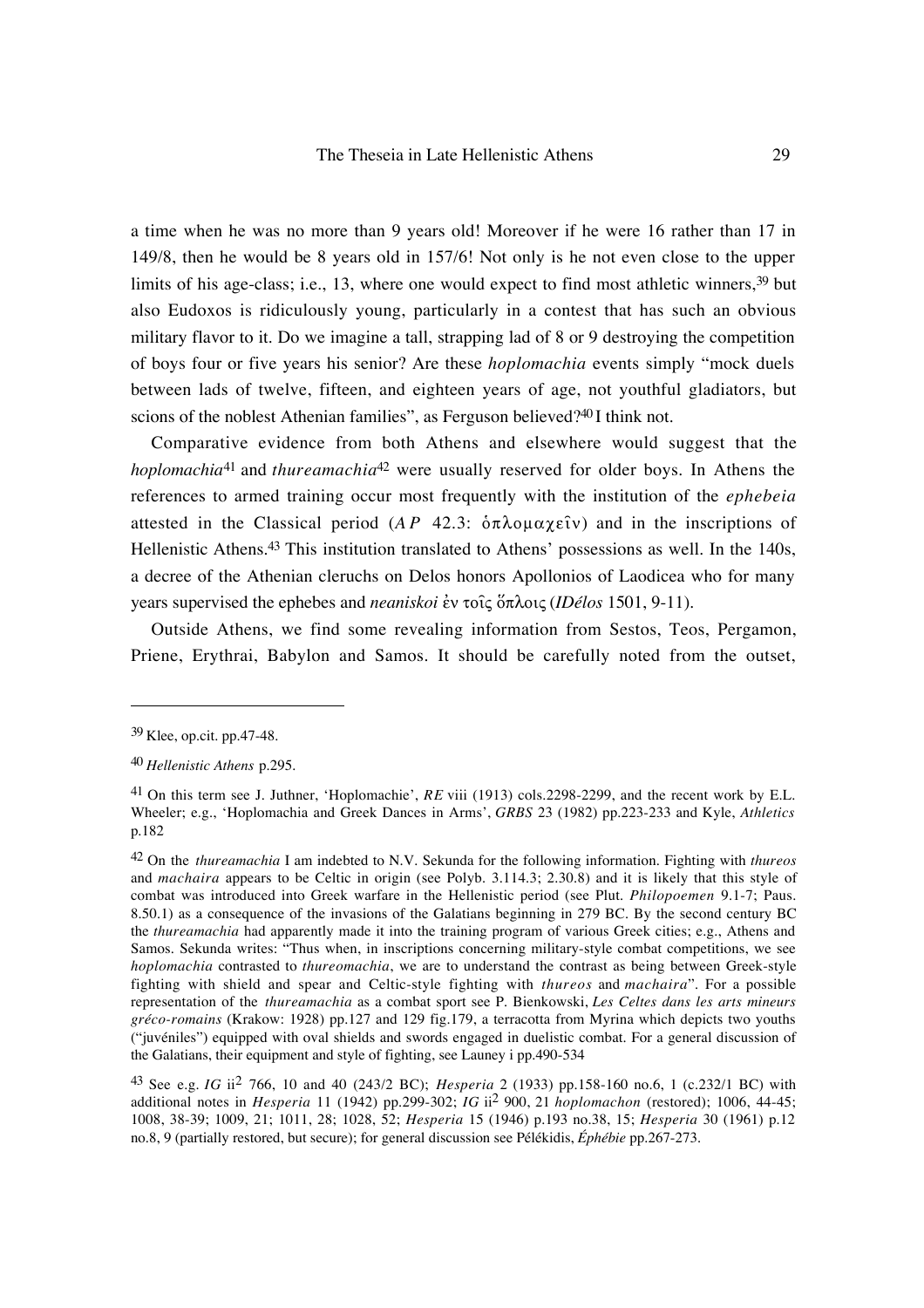a time when he was no more than 9 years old! Moreover if he were 16 rather than 17 in 149/8, then he would be 8 years old in 157/6! Not only is he not even close to the upper limits of his age-class; i.e., 13, where one would expect to find most athletic winners,[39] but also Eudoxos is ridiculously young, particularly in a contest that has such an obvious military flavor to it. Do we imagine a tall, strapping lad of 8 or 9 destroying the competition of boys four or five years his senior? Are these *hoplomachia* events simply "mock duels between lads of twelve, fifteen, and eighteen years of age, not youthful gladiators, but scions of the noblest Athenian families", as Ferguson believed?[40] I think not.

Comparative evidence from both Athens and elsewhere would suggest that the *hoplomachia*[41] and *thureamachia*[42] were usually reserved for older boys. In Athens the references to armed training occur most frequently with the institution of the *ephebeia* attested in the Classical period (*AP* 42.3: ὁπλομαχεῖν) and in the inscriptions of Hellenistic Athens.[43] This institution translated to Athens' possessions as well. In the 140s, a decree of the Athenian cleruchs on Delos honors Apollonios of Laodicea who for many years supervised the ephebes and *neaniskoi* ἐν τοῖς ὅπλοις (*IDélos* 1501, 9-11).

Outside Athens, we find some revealing information from Sestos, Teos, Pergamon, Priene, Erythrai, Babylon and Samos. It should be carefully noted from the outset,

---

[39] Klee, op.cit. pp.47-48.

[40] *Hellenistic Athens* p.295.

[41] On this term see J. Juthner, 'Hoplomachie', *RE* viii (1913) cols.2298-2299, and the recent work by E.L. Wheeler; e.g., 'Hoplomachia and Greek Dances in Arms', *GRBS* 23 (1982) pp.223-233 and Kyle, *Athletics* p.182

[42] On the *thureamachia* I am indebted to N.V. Sekunda for the following information. Fighting with *thureos* and *machaira* appears to be Celtic in origin (see Polyb. 3.114.3; 2.30.8) and it is likely that this style of combat was introduced into Greek warfare in the Hellenistic period (see Plut. *Philopoemen* 9.1-7; Paus. 8.50.1) as a consequence of the invasions of the Galatians beginning in 279 BC. By the second century BC the *thureamachia* had apparently made it into the training program of various Greek cities; e.g., Athens and Samos. Sekunda writes: "Thus when, in inscriptions concerning military-style combat competitions, we see *hoplomachia* contrasted to *thureomachia*, we are to understand the contrast as being between Greek-style fighting with shield and spear and Celtic-style fighting with *thureos* and *machaira*". For a possible representation of the *thureamachia* as a combat sport see P. Bienkowski, *Les Celtes dans les arts mineurs gréco-romains* (Krakow: 1928) pp.127 and 129 fig.179, a terracotta from Myrina which depicts two youths ("juvéniles") equipped with oval shields and swords engaged in duelistic combat. For a general discussion of the Galatians, their equipment and style of fighting, see Launey i pp.490-534

[43] See e.g. *IG* ii² 766, 10 and 40 (243/2 BC); *Hesperia* 2 (1933) pp.158-160 no.6, 1 (c.232/1 BC) with additional notes in *Hesperia* 11 (1942) pp.299-302; *IG* ii² 900, 21 *hoplomachon* (restored); 1006, 44-45; 1008, 38-39; 1009, 21; 1011, 28; 1028, 52; *Hesperia* 15 (1946) p.193 no.38, 15; *Hesperia* 30 (1961) p.12 no.8, 9 (partially restored, but secure); for general discussion see Pélékidis, *Éphébie* pp.267-273.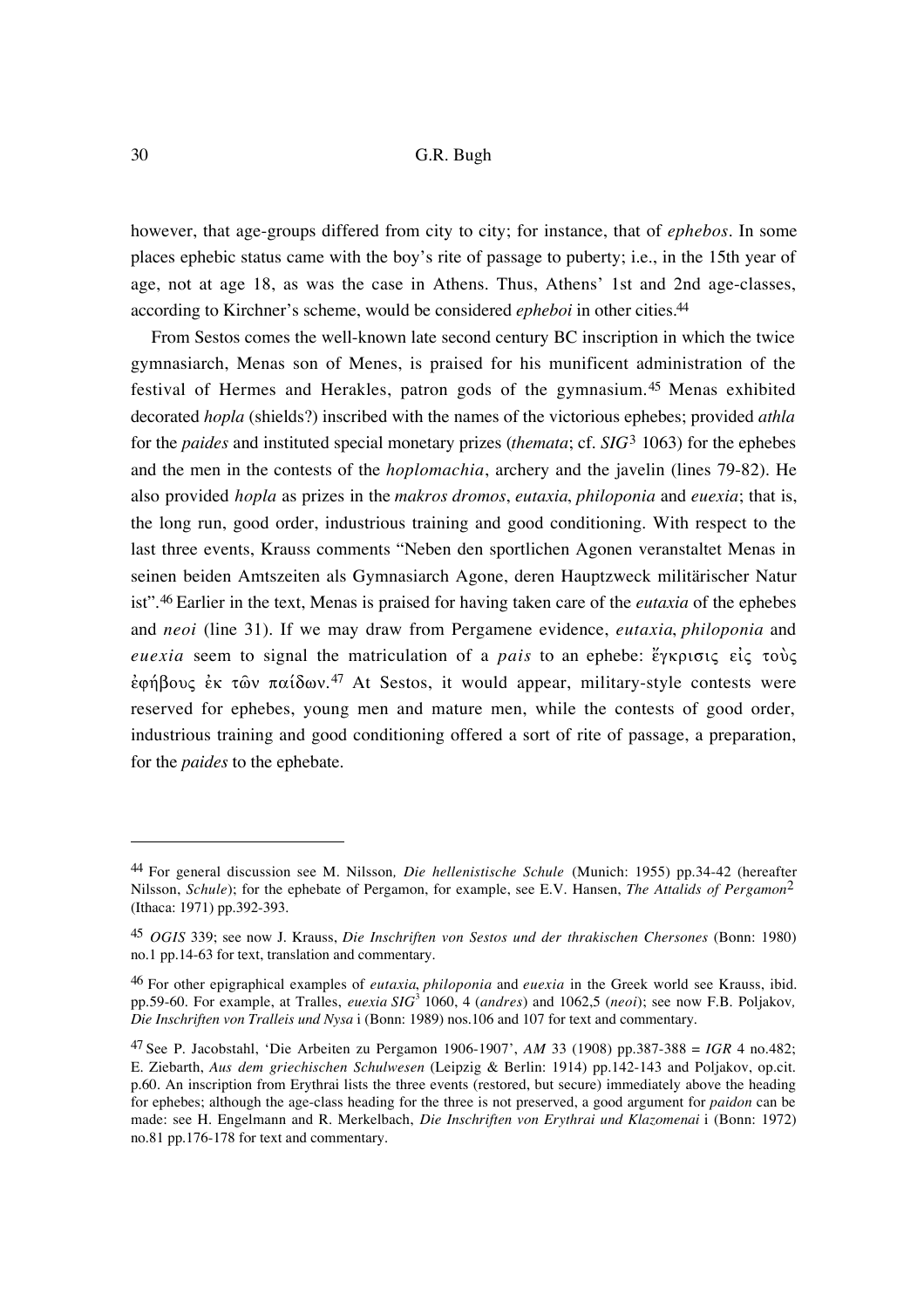however, that age-groups differed from city to city; for instance, that of *ephebos*. In some places ephebic status came with the boy's rite of passage to puberty; i.e., in the 15th year of age, not at age 18, as was the case in Athens. Thus, Athens' 1st and 2nd age-classes, according to Kirchner's scheme, would be considered *epheboi* in other cities.[44]

From Sestos comes the well-known late second century BC inscription in which the twice gymnasiarch, Menas son of Menes, is praised for his munificent administration of the festival of Hermes and Herakles, patron gods of the gymnasium.[45] Menas exhibited decorated *hopla* (shields?) inscribed with the names of the victorious ephebes; provided *athla* for the *paides* and instituted special monetary prizes (*themata*; cf. *SIG*[3] 1063) for the ephebes and the men in the contests of the *hoplomachia*, archery and the javelin (lines 79-82). He also provided *hopla* as prizes in the *makros dromos*, *eutaxia*, *philoponia* and *euexia*; that is, the long run, good order, industrious training and good conditioning. With respect to the last three events, Krauss comments "Neben den sportlichen Agonen veranstaltet Menas in seinen beiden Amtszeiten als Gymnasiarch Agone, deren Hauptzweck militärischer Natur ist".[46] Earlier in the text, Menas is praised for having taken care of the *eutaxia* of the ephebes and *neoi* (line 31). If we may draw from Pergamene evidence, *eutaxia*, *philoponia* and *euexia* seem to signal the matriculation of a *pais* to an ephebe: ἔγκρισις εἰς τοὺς ἐφήβους ἐκ τῶν παίδων.[47] At Sestos, it would appear, military-style contests were reserved for ephebes, young men and mature men, while the contests of good order, industrious training and good conditioning offered a sort of rite of passage, a preparation, for the *paides* to the ephebate.

---

[44] For general discussion see M. Nilsson, *Die hellenistische Schule* (Munich: 1955) pp.34-42 (hereafter Nilsson, *Schule*); for the ephebate of Pergamon, for example, see E.V. Hansen, *The Attalids of Pergamon*[2] (Ithaca: 1971) pp.392-393.

[45] *OGIS* 339; see now J. Krauss, *Die Inschriften von Sestos und der thrakischen Chersones* (Bonn: 1980) no.1 pp.14-63 for text, translation and commentary.

[46] For other epigraphical examples of *eutaxia*, *philoponia* and *euexia* in the Greek world see Krauss, ibid. pp.59-60. For example, at Tralles, *euexia SIG*[3] 1060, 4 (*andres*) and 1062,5 (*neoi*); see now F.B. Poljakov, *Die Inschriften von Tralleis und Nysa* i (Bonn: 1989) nos.106 and 107 for text and commentary.

[47] See P. Jacobstahl, 'Die Arbeiten zu Pergamon 1906-1907', *AM* 33 (1908) pp.387-388 = *IGR* 4 no.482; E. Ziebarth, *Aus dem griechischen Schulwesen* (Leipzig & Berlin: 1914) pp.142-143 and Poljakov, op.cit. p.60. An inscription from Erythrai lists the three events (restored, but secure) immediately above the heading for ephebes; although the age-class heading for the three is not preserved, a good argument for *paidon* can be made: see H. Engelmann and R. Merkelbach, *Die Inschriften von Erythrai und Klazomenai* i (Bonn: 1972) no.81 pp.176-178 for text and commentary.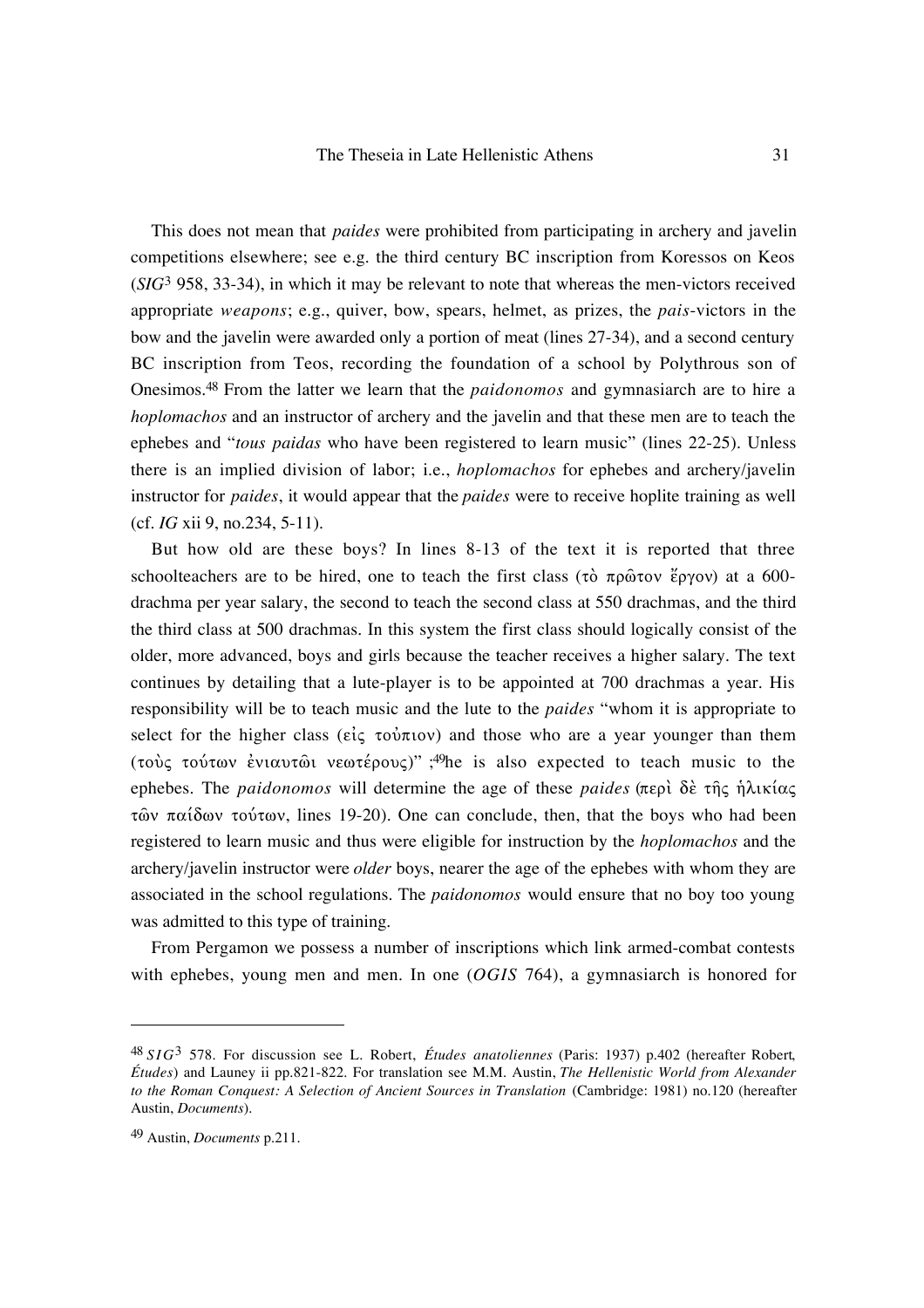This does not mean that *paides* were prohibited from participating in archery and javelin competitions elsewhere; see e.g. the third century BC inscription from Koressos on Keos (*SIG*[3] 958, 33-34), in which it may be relevant to note that whereas the men-victors received appropriate *weapons*; e.g., quiver, bow, spears, helmet, as prizes, the *pais*-victors in the bow and the javelin were awarded only a portion of meat (lines 27-34), and a second century BC inscription from Teos, recording the foundation of a school by Polythrous son of Onesimos.[48] From the latter we learn that the *paidonomos* and gymnasiarch are to hire a *hoplomachos* and an instructor of archery and the javelin and that these men are to teach the ephebes and "*tous paidas* who have been registered to learn music" (lines 22-25). Unless there is an implied division of labor; i.e., *hoplomachos* for ephebes and archery/javelin instructor for *paides*, it would appear that the *paides* were to receive hoplite training as well (cf. *IG* xii 9, no.234, 5-11).

But how old are these boys? In lines 8-13 of the text it is reported that three schoolteachers are to be hired, one to teach the first class (τὸ πρῶτον ἔργον) at a 600-drachma per year salary, the second to teach the second class at 550 drachmas, and the third the third class at 500 drachmas. In this system the first class should logically consist of the older, more advanced, boys and girls because the teacher receives a higher salary. The text continues by detailing that a lute-player is to be appointed at 700 drachmas a year. His responsibility will be to teach music and the lute to the *paides* "whom it is appropriate to select for the higher class (εἰς τοὐπιον) and those who are a year younger than them (τοὺς τούτων ἐνιαυτῶι νεωτέρους)" ;[49]he is also expected to teach music to the ephebes. The *paidonomos* will determine the age of these *paides* (περὶ δὲ τῆς ἡλικίας τῶν παίδων τούτων, lines 19-20). One can conclude, then, that the boys who had been registered to learn music and thus were eligible for instruction by the *hoplomachos* and the archery/javelin instructor were *older* boys, nearer the age of the ephebes with whom they are associated in the school regulations. The *paidonomos* would ensure that no boy too young was admitted to this type of training.

From Pergamon we possess a number of inscriptions which link armed-combat contests with ephebes, young men and men. In one (*OGIS* 764), a gymnasiarch is honored for

---

[48] *SIG*[3] 578. For discussion see L. Robert, *Études anatoliennes* (Paris: 1937) p.402 (hereafter Robert, *Études*) and Launey ii pp.821-822. For translation see M.M. Austin, *The Hellenistic World from Alexander to the Roman Conquest: A Selection of Ancient Sources in Translation* (Cambridge: 1981) no.120 (hereafter Austin, *Documents*).

[49] Austin, *Documents* p.211.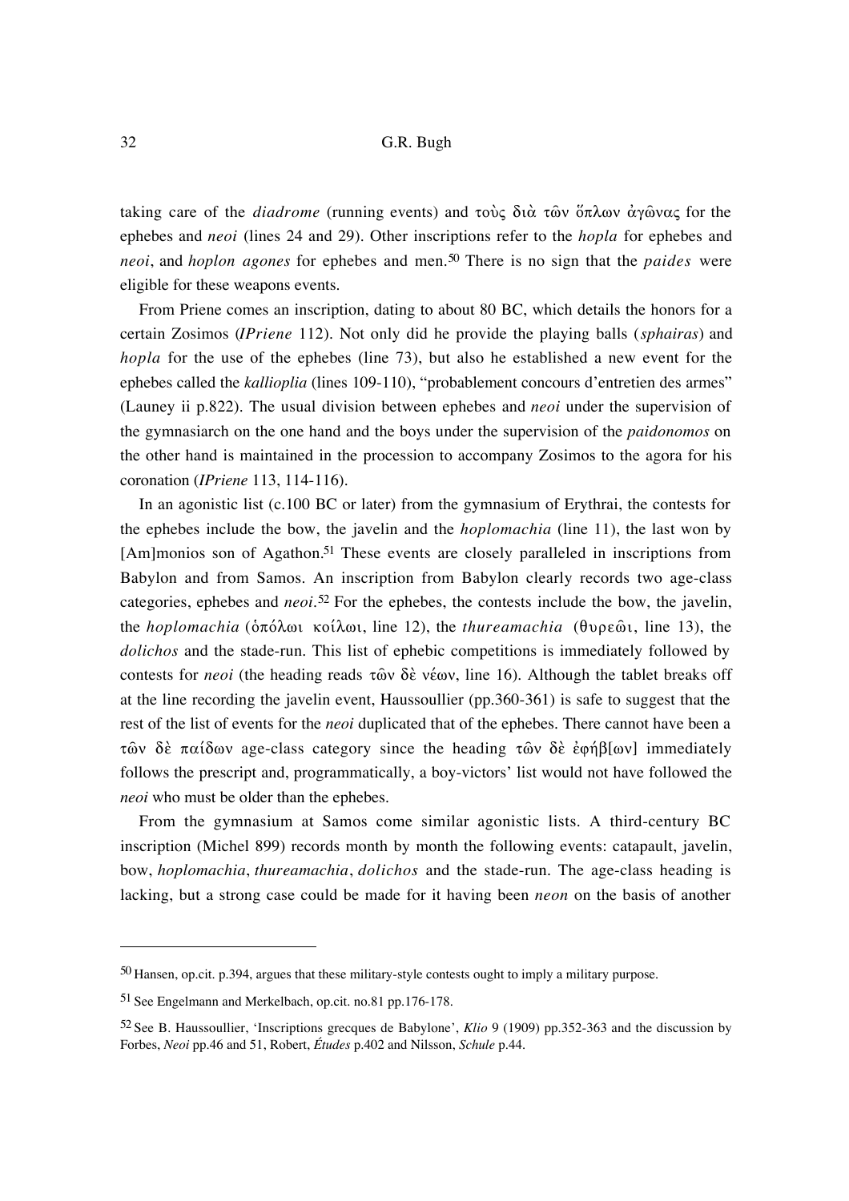taking care of the *diadrome* (running events) and τοὺς διὰ τῶν ὅπλων ἀγῶνας for the ephebes and *neoi* (lines 24 and 29). Other inscriptions refer to the *hopla* for ephebes and *neoi*, and *hoplon agones* for ephebes and men.[50] There is no sign that the *paides* were eligible for these weapons events.

From Priene comes an inscription, dating to about 80 BC, which details the honors for a certain Zosimos (*IPriene* 112). Not only did he provide the playing balls (*sphairas*) and *hopla* for the use of the ephebes (line 73), but also he established a new event for the ephebes called the *kallioplia* (lines 109-110), "probablement concours d'entretien des armes" (Launey ii p.822). The usual division between ephebes and *neoi* under the supervision of the gymnasiarch on the one hand and the boys under the supervision of the *paidonomos* on the other hand is maintained in the procession to accompany Zosimos to the agora for his coronation (*IPriene* 113, 114-116).

In an agonistic list (c.100 BC or later) from the gymnasium of Erythrai, the contests for the ephebes include the bow, the javelin and the *hoplomachia* (line 11), the last won by [Am]monios son of Agathon.[51] These events are closely paralleled in inscriptions from Babylon and from Samos. An inscription from Babylon clearly records two age-class categories, ephebes and *neoi*.[52] For the ephebes, the contests include the bow, the javelin, the *hoplomachia* (ὁπόλωι κοίλωι, line 12), the *thureamachia* (θυρεῶι, line 13), the *dolichos* and the stade-run. This list of ephebic competitions is immediately followed by contests for *neoi* (the heading reads τῶν δὲ νέων, line 16). Although the tablet breaks off at the line recording the javelin event, Haussoullier (pp.360-361) is safe to suggest that the rest of the list of events for the *neoi* duplicated that of the ephebes. There cannot have been a τῶν δὲ παίδων age-class category since the heading τῶν δὲ ἐφήβ[ων] immediately follows the prescript and, programmatically, a boy-victors' list would not have followed the *neoi* who must be older than the ephebes.

From the gymnasium at Samos come similar agonistic lists. A third-century BC inscription (Michel 899) records month by month the following events: catapault, javelin, bow, *hoplomachia*, *thureamachia*, *dolichos* and the stade-run. The age-class heading is lacking, but a strong case could be made for it having been *neon* on the basis of another

---

[50] Hansen, op.cit. p.394, argues that these military-style contests ought to imply a military purpose.

[51] See Engelmann and Merkelbach, op.cit. no.81 pp.176-178.

[52] See B. Haussoullier, 'Inscriptions grecques de Babylone', *Klio* 9 (1909) pp.352-363 and the discussion by Forbes, *Neoi* pp.46 and 51, Robert, *Études* p.402 and Nilsson, *Schule* p.44.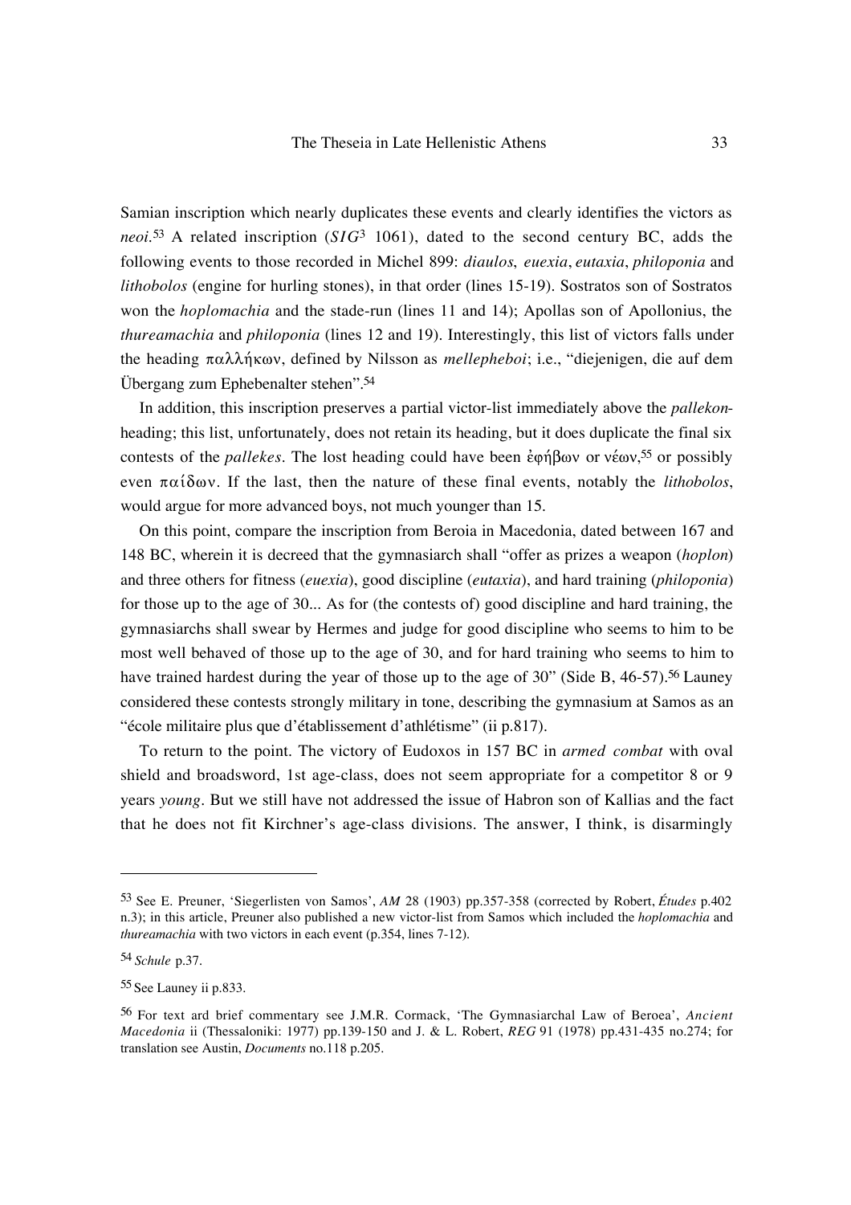Samian inscription which nearly duplicates these events and clearly identifies the victors as *neoi*.[53] A related inscription (*SIG*³ 1061), dated to the second century BC, adds the following events to those recorded in Michel 899: *diaulos*, *euexia*, *eutaxia*, *philoponia* and *lithobolos* (engine for hurling stones), in that order (lines 15-19). Sostratos son of Sostratos won the *hoplomachia* and the stade-run (lines 11 and 14); Apollas son of Apollonius, the *thureamachia* and *philoponia* (lines 12 and 19). Interestingly, this list of victors falls under the heading παλλήκων, defined by Nilsson as *mellepheboi*; i.e., "diejenigen, die auf dem Übergang zum Ephebenalter stehen".[54]

In addition, this inscription preserves a partial victor-list immediately above the *pallekon*-heading; this list, unfortunately, does not retain its heading, but it does duplicate the final six contests of the *pallekes*. The lost heading could have been ἐφήβων or νέων,[55] or possibly even παίδων. If the last, then the nature of these final events, notably the *lithobolos*, would argue for more advanced boys, not much younger than 15.

On this point, compare the inscription from Beroia in Macedonia, dated between 167 and 148 BC, wherein it is decreed that the gymnasiarch shall "offer as prizes a weapon (*hoplon*) and three others for fitness (*euexia*), good discipline (*eutaxia*), and hard training (*philoponia*) for those up to the age of 30... As for (the contests of) good discipline and hard training, the gymnasiarchs shall swear by Hermes and judge for good discipline who seems to him to be most well behaved of those up to the age of 30, and for hard training who seems to him to have trained hardest during the year of those up to the age of 30" (Side B, 46-57).[56] Launey considered these contests strongly military in tone, describing the gymnasium at Samos as an "école militaire plus que d'établissement d'athlétisme" (ii p.817).

To return to the point. The victory of Eudoxos in 157 BC in *armed combat* with oval shield and broadsword, 1st age-class, does not seem appropriate for a competitor 8 or 9 years *young*. But we still have not addressed the issue of Habron son of Kallias and the fact that he does not fit Kirchner's age-class divisions. The answer, I think, is disarmingly

---

[53] See E. Preuner, 'Siegerlisten von Samos', *AM* 28 (1903) pp.357-358 (corrected by Robert, *Études* p.402 n.3); in this article, Preuner also published a new victor-list from Samos which included the *hoplomachia* and *thureamachia* with two victors in each event (p.354, lines 7-12).

[54] *Schule* p.37.

[55] See Launey ii p.833.

[56] For text ard brief commentary see J.M.R. Cormack, 'The Gymnasiarchal Law of Beroea', *Ancient Macedonia* ii (Thessaloniki: 1977) pp.139-150 and J. & L. Robert, *REG* 91 (1978) pp.431-435 no.274; for translation see Austin, *Documents* no.118 p.205.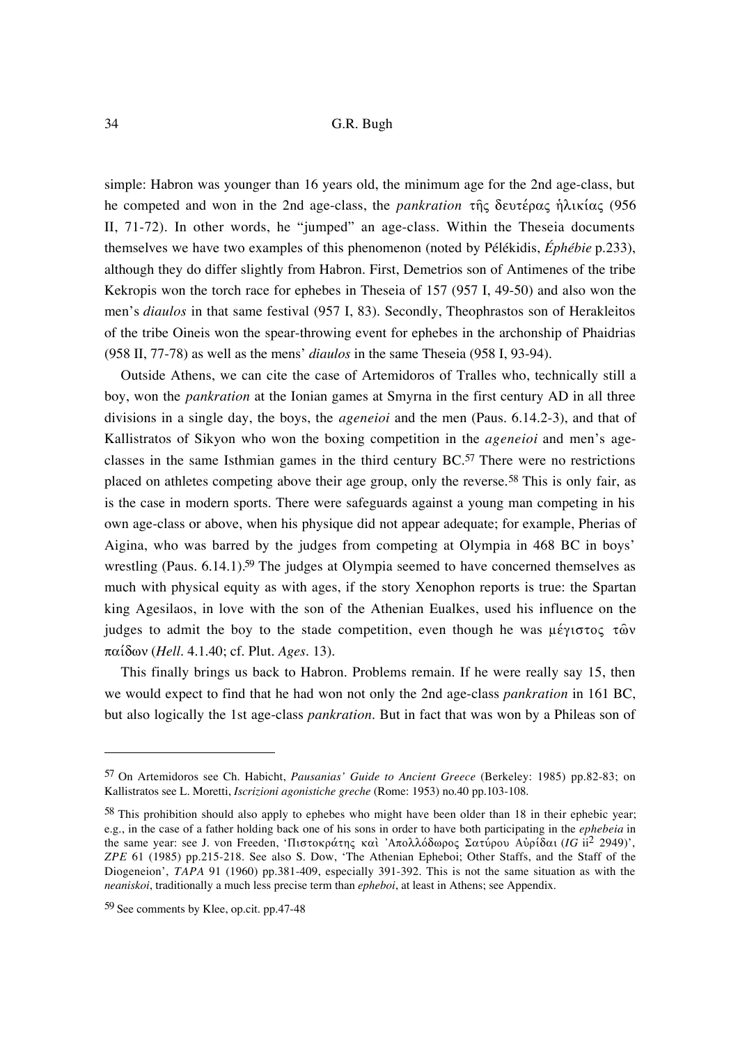simple: Habron was younger than 16 years old, the minimum age for the 2nd age-class, but he competed and won in the 2nd age-class, the *pankration* τῆς δευτέρας ἡλικίας (956 II, 71-72). In other words, he "jumped" an age-class. Within the Theseia documents themselves we have two examples of this phenomenon (noted by Pélékidis, *Éphébie* p.233), although they do differ slightly from Habron. First, Demetrios son of Antimenes of the tribe Kekropis won the torch race for ephebes in Theseia of 157 (957 I, 49-50) and also won the men's *diaulos* in that same festival (957 I, 83). Secondly, Theophrastos son of Herakleitos of the tribe Oineis won the spear-throwing event for ephebes in the archonship of Phaidrias (958 II, 77-78) as well as the mens' *diaulos* in the same Theseia (958 I, 93-94).

Outside Athens, we can cite the case of Artemidoros of Tralles who, technically still a boy, won the *pankration* at the Ionian games at Smyrna in the first century AD in all three divisions in a single day, the boys, the *ageneioi* and the men (Paus. 6.14.2-3), and that of Kallistratos of Sikyon who won the boxing competition in the *ageneioi* and men's age-classes in the same Isthmian games in the third century BC.[57] There were no restrictions placed on athletes competing above their age group, only the reverse.[58] This is only fair, as is the case in modern sports. There were safeguards against a young man competing in his own age-class or above, when his physique did not appear adequate; for example, Pherias of Aigina, who was barred by the judges from competing at Olympia in 468 BC in boys' wrestling (Paus. 6.14.1).[59] The judges at Olympia seemed to have concerned themselves as much with physical equity as with ages, if the story Xenophon reports is true: the Spartan king Agesilaos, in love with the son of the Athenian Eualkes, used his influence on the judges to admit the boy to the stade competition, even though he was μέγιστος τῶν παίδων (*Hell*. 4.1.40; cf. Plut. *Ages*. 13).

This finally brings us back to Habron. Problems remain. If he were really say 15, then we would expect to find that he had won not only the 2nd age-class *pankration* in 161 BC, but also logically the 1st age-class *pankration*. But in fact that was won by a Phileas son of

---

[57] On Artemidoros see Ch. Habicht, *Pausanias' Guide to Ancient Greece* (Berkeley: 1985) pp.82-83; on Kallistratos see L. Moretti, *Iscrizioni agonistiche greche* (Rome: 1953) no.40 pp.103-108.

[58] This prohibition should also apply to ephebes who might have been older than 18 in their ephebic year; e.g., in the case of a father holding back one of his sons in order to have both participating in the *ephebeia* in the same year: see J. von Freeden, 'Πιστοκράτης καὶ Ἀπολλόδωρος Σατύρου Αὐρίδαι (*IG* ii² 2949)', *ZPE* 61 (1985) pp.215-218. See also S. Dow, 'The Athenian Epheboi; Other Staffs, and the Staff of the Diogeneion', *TAPA* 91 (1960) pp.381-409, especially 391-392. This is not the same situation as with the *neaniskoi*, traditionally a much less precise term than *epheboi*, at least in Athens; see Appendix.

[59] See comments by Klee, op.cit. pp.47-48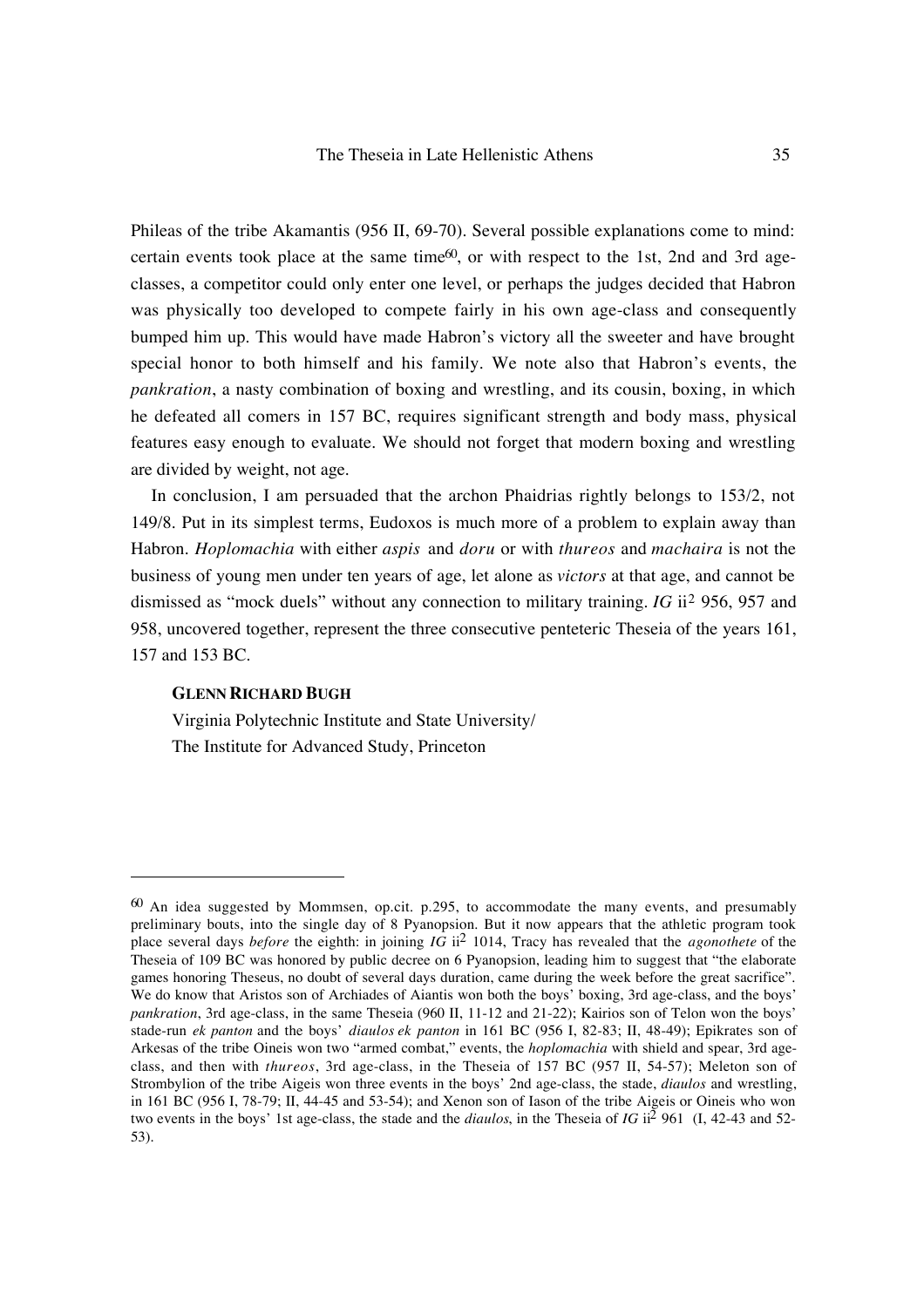Phileas of the tribe Akamantis (956 II, 69-70). Several possible explanations come to mind: certain events took place at the same time[60], or with respect to the 1st, 2nd and 3rd age-classes, a competitor could only enter one level, or perhaps the judges decided that Habron was physically too developed to compete fairly in his own age-class and consequently bumped him up. This would have made Habron's victory all the sweeter and have brought special honor to both himself and his family. We note also that Habron's events, the *pankration*, a nasty combination of boxing and wrestling, and its cousin, boxing, in which he defeated all comers in 157 BC, requires significant strength and body mass, physical features easy enough to evaluate. We should not forget that modern boxing and wrestling are divided by weight, not age.

In conclusion, I am persuaded that the archon Phaidrias rightly belongs to 153/2, not 149/8. Put in its simplest terms, Eudoxos is much more of a problem to explain away than Habron. *Hoplomachia* with either *aspis* and *doru* or with *thureos* and *machaira* is not the business of young men under ten years of age, let alone as *victors* at that age, and cannot be dismissed as "mock duels" without any connection to military training. *IG* ii[2] 956, 957 and 958, uncovered together, represent the three consecutive penteteric Theseia of the years 161, 157 and 153 BC.

**GLENN RICHARD BUGH**

Virginia Polytechnic Institute and State University/
The Institute for Advanced Study, Princeton

---

[60] An idea suggested by Mommsen, op.cit. p.295, to accommodate the many events, and presumably preliminary bouts, into the single day of 8 Pyanopsion. But it now appears that the athletic program took place several days *before* the eighth: in joining *IG* ii[2] 1014, Tracy has revealed that the *agonothete* of the Theseia of 109 BC was honored by public decree on 6 Pyanopsion, leading him to suggest that "the elaborate games honoring Theseus, no doubt of several days duration, came during the week before the great sacrifice". We do know that Aristos son of Archiades of Aiantis won both the boys' boxing, 3rd age-class, and the boys' *pankration*, 3rd age-class, in the same Theseia (960 II, 11-12 and 21-22); Kairios son of Telon won the boys' stade-run *ek panton* and the boys' *diaulos ek panton* in 161 BC (956 I, 82-83; II, 48-49); Epikrates son of Arkesas of the tribe Oineis won two "armed combat," events, the *hoplomachia* with shield and spear, 3rd age-class, and then with *thureos*, 3rd age-class, in the Theseia of 157 BC (957 II, 54-57); Meleton son of Strombylion of the tribe Aigeis won three events in the boys' 2nd age-class, the stade, *diaulos* and wrestling, in 161 BC (956 I, 78-79; II, 44-45 and 53-54); and Xenon son of Iason of the tribe Aigeis or Oineis who won two events in the boys' 1st age-class, the stade and the *diaulos*, in the Theseia of *IG* ii[2] 961 (I, 42-43 and 52-53).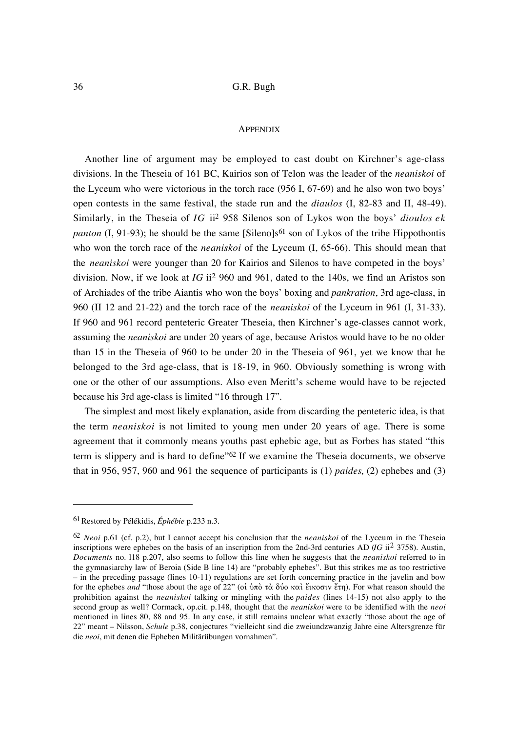## APPENDIX

Another line of argument may be employed to cast doubt on Kirchner's age-class divisions. In the Theseia of 161 BC, Kairios son of Telon was the leader of the *neaniskoi* of the Lyceum who were victorious in the torch race (956 I, 67-69) and he also won two boys' open contests in the same festival, the stade run and the *diaulos* (I, 82-83 and II, 48-49). Similarly, in the Theseia of *IG* ii$^2$ 958 Silenos son of Lykos won the boys' *dioulos ek panton* (I, 91-93); he should be the same [Sileno]s[61] son of Lykos of the tribe Hippothontis who won the torch race of the *neaniskoi* of the Lyceum (I, 65-66). This should mean that the *neaniskoi* were younger than 20 for Kairios and Silenos to have competed in the boys' division. Now, if we look at *IG* ii$^2$ 960 and 961, dated to the 140s, we find an Aristos son of Archiades of the tribe Aiantis who won the boys' boxing and *pankration*, 3rd age-class, in 960 (II 12 and 21-22) and the torch race of the *neaniskoi* of the Lyceum in 961 (I, 31-33). If 960 and 961 record penteteric Greater Theseia, then Kirchner's age-classes cannot work, assuming the *neaniskoi* are under 20 years of age, because Aristos would have to be no older than 15 in the Theseia of 960 to be under 20 in the Theseia of 961, yet we know that he belonged to the 3rd age-class, that is 18-19, in 960. Obviously something is wrong with one or the other of our assumptions. Also even Meritt's scheme would have to be rejected because his 3rd age-class is limited "16 through 17".

The simplest and most likely explanation, aside from discarding the penteteric idea, is that the term *neaniskoi* is not limited to young men under 20 years of age. There is some agreement that it commonly means youths past ephebic age, but as Forbes has stated "this term is slippery and is hard to define"[62] If we examine the Theseia documents, we observe that in 956, 957, 960 and 961 the sequence of participants is (1) *paides*, (2) ephebes and (3)

---

[61] Restored by Pélékidis, *Éphébie* p.233 n.3.

[62] *Neoi* p.61 (cf. p.2), but I cannot accept his conclusion that the *neaniskoi* of the Lyceum in the Theseia inscriptions were ephebes on the basis of an inscription from the 2nd-3rd centuries AD (*IG* ii$^2$ 3758). Austin, *Documents* no. 118 p.207, also seems to follow this line when he suggests that the *neaniskoi* referred to in the gymnasiarchy law of Beroia (Side B line 14) are "probably ephebes". But this strikes me as too restrictive – in the preceding passage (lines 10-11) regulations are set forth concerning practice in the javelin and bow for the ephebes *and* "those about the age of 22" (οἱ ὑπὸ τὰ δύο καὶ ἔικοσιν ἔτη). For what reason should the prohibition against the *neaniskoi* talking or mingling with the *paides* (lines 14-15) not also apply to the second group as well? Cormack, op.cit. p.148, thought that the *neaniskoi* were to be identified with the *neoi* mentioned in lines 80, 88 and 95. In any case, it still remains unclear what exactly "those about the age of 22" meant – Nilsson, *Schule* p.38, conjectures "vielleicht sind die zweiundzwanzig Jahre eine Altersgrenze für die *neoi*, mit denen die Epheben Militärübungen vornahmen".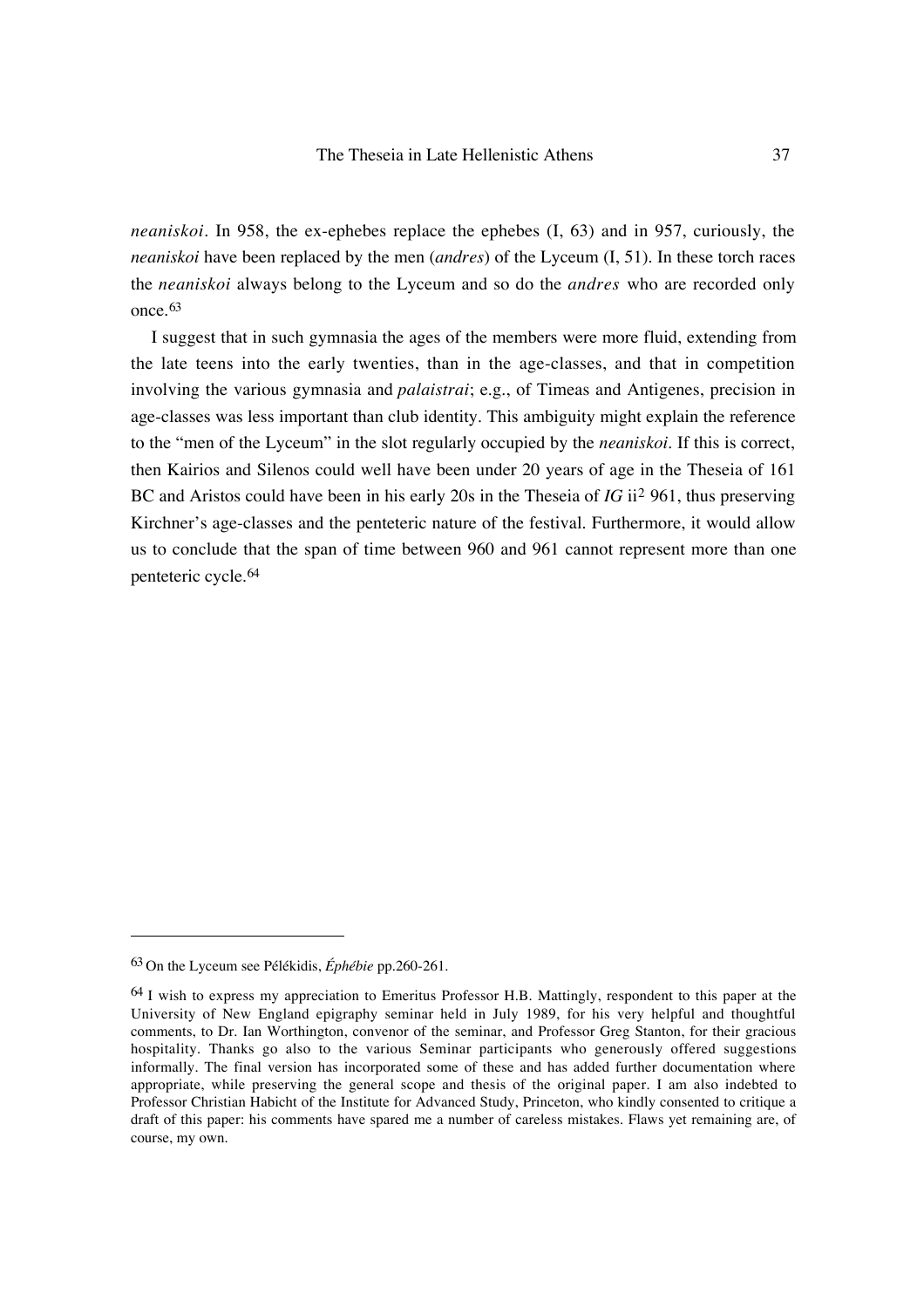*neaniskoi*. In 958, the ex-ephebes replace the ephebes (I, 63) and in 957, curiously, the *neaniskoi* have been replaced by the men (*andres*) of the Lyceum (I, 51). In these torch races the *neaniskoi* always belong to the Lyceum and so do the *andres* who are recorded only once.[63]

I suggest that in such gymnasia the ages of the members were more fluid, extending from the late teens into the early twenties, than in the age-classes, and that in competition involving the various gymnasia and *palaistrai*; e.g., of Timeas and Antigenes, precision in age-classes was less important than club identity. This ambiguity might explain the reference to the "men of the Lyceum" in the slot regularly occupied by the *neaniskoi*. If this is correct, then Kairios and Silenos could well have been under 20 years of age in the Theseia of 161 BC and Aristos could have been in his early 20s in the Theseia of *IG* ii$^2$ 961, thus preserving Kirchner's age-classes and the penteteric nature of the festival. Furthermore, it would allow us to conclude that the span of time between 960 and 961 cannot represent more than one penteteric cycle.[64]

---

[63] On the Lyceum see Pélékidis, *Éphébie* pp.260-261.

[64] I wish to express my appreciation to Emeritus Professor H.B. Mattingly, respondent to this paper at the University of New England epigraphy seminar held in July 1989, for his very helpful and thoughtful comments, to Dr. Ian Worthington, convenor of the seminar, and Professor Greg Stanton, for their gracious hospitality. Thanks go also to the various Seminar participants who generously offered suggestions informally. The final version has incorporated some of these and has added further documentation where appropriate, while preserving the general scope and thesis of the original paper. I am also indebted to Professor Christian Habicht of the Institute for Advanced Study, Princeton, who kindly consented to critique a draft of this paper: his comments have spared me a number of careless mistakes. Flaws yet remaining are, of course, my own.